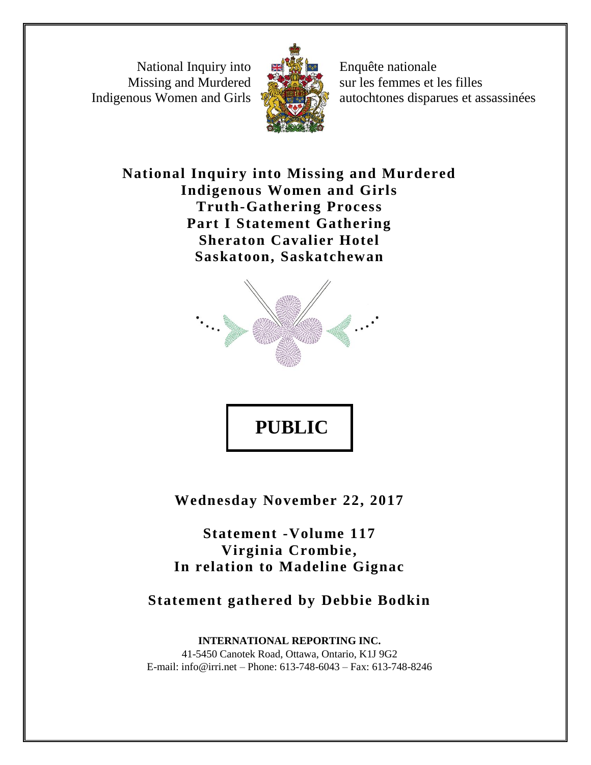National Inquiry into Missing and Murdered Indigenous Women and Girls

Enquête nationale sur les femmes et les filles autochtones disparues et assassinées

**National Inquiry into Missing and Murdered Indigenous Women and Girls**
**Truth-Gathering Process**
**Part I Statement Gathering**
**Sheraton Cavalier Hotel**
**Saskatoon, Saskatchewan**

**PUBLIC**

**Wednesday November 22, 2017**

**Statement -Volume 117**
**Virginia Crombie,**
**In relation to Madeline Gignac**

**Statement gathered by Debbie Bodkin**

**INTERNATIONAL REPORTING INC.**
41-5450 Canotek Road, Ottawa, Ontario, K1J 9G2
E-mail: info@irri.net – Phone: 613-748-6043 – Fax: 613-748-8246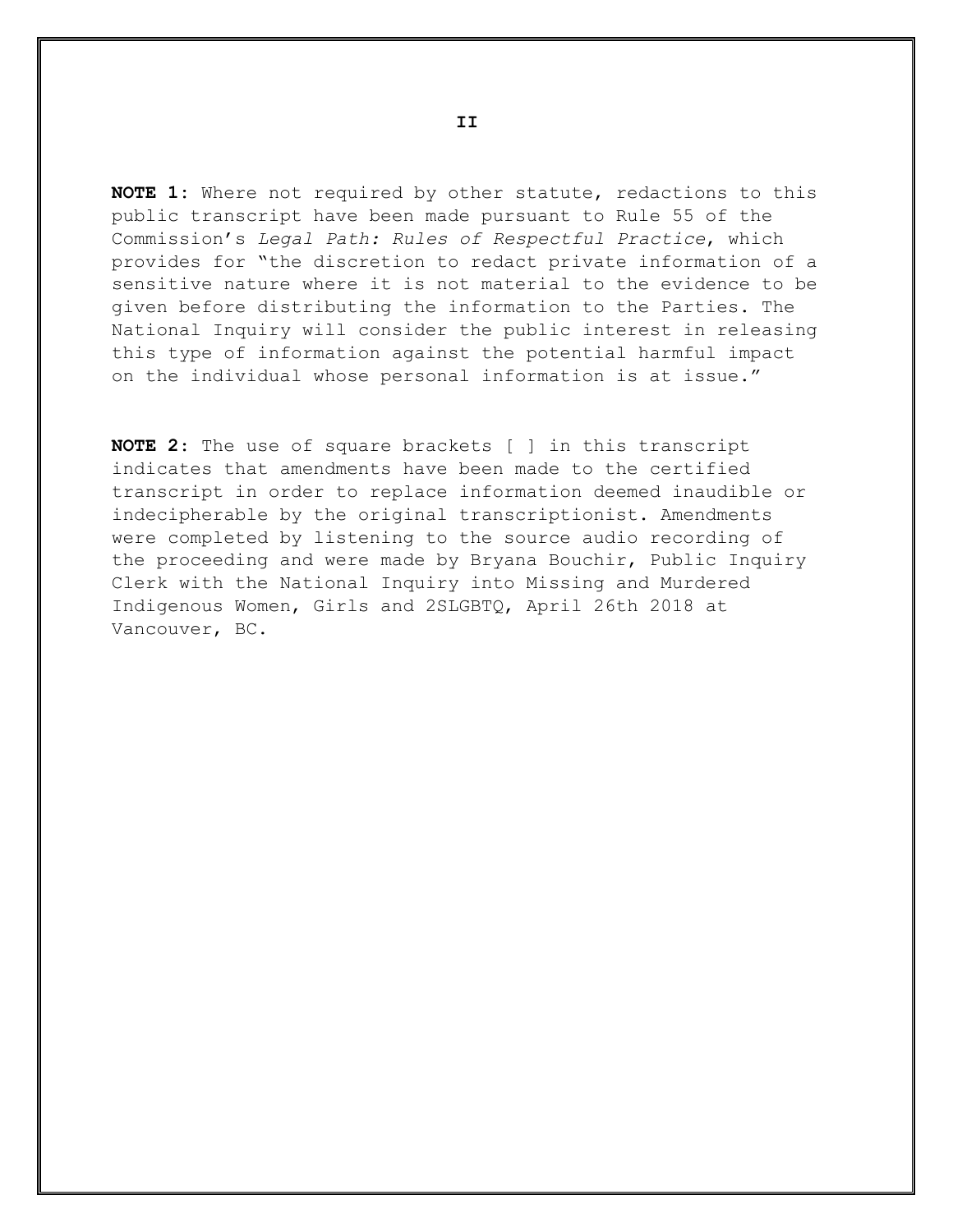**NOTE 1**: Where not required by other statute, redactions to this public transcript have been made pursuant to Rule 55 of the Commission's *Legal Path: Rules of Respectful Practice*, which provides for "the discretion to redact private information of a sensitive nature where it is not material to the evidence to be given before distributing the information to the Parties. The National Inquiry will consider the public interest in releasing this type of information against the potential harmful impact on the individual whose personal information is at issue."

**NOTE 2**: The use of square brackets [ ] in this transcript indicates that amendments have been made to the certified transcript in order to replace information deemed inaudible or indecipherable by the original transcriptionist. Amendments were completed by listening to the source audio recording of the proceeding and were made by Bryana Bouchir, Public Inquiry Clerk with the National Inquiry into Missing and Murdered Indigenous Women, Girls and 2SLGBTQ, April 26th 2018 at Vancouver, BC.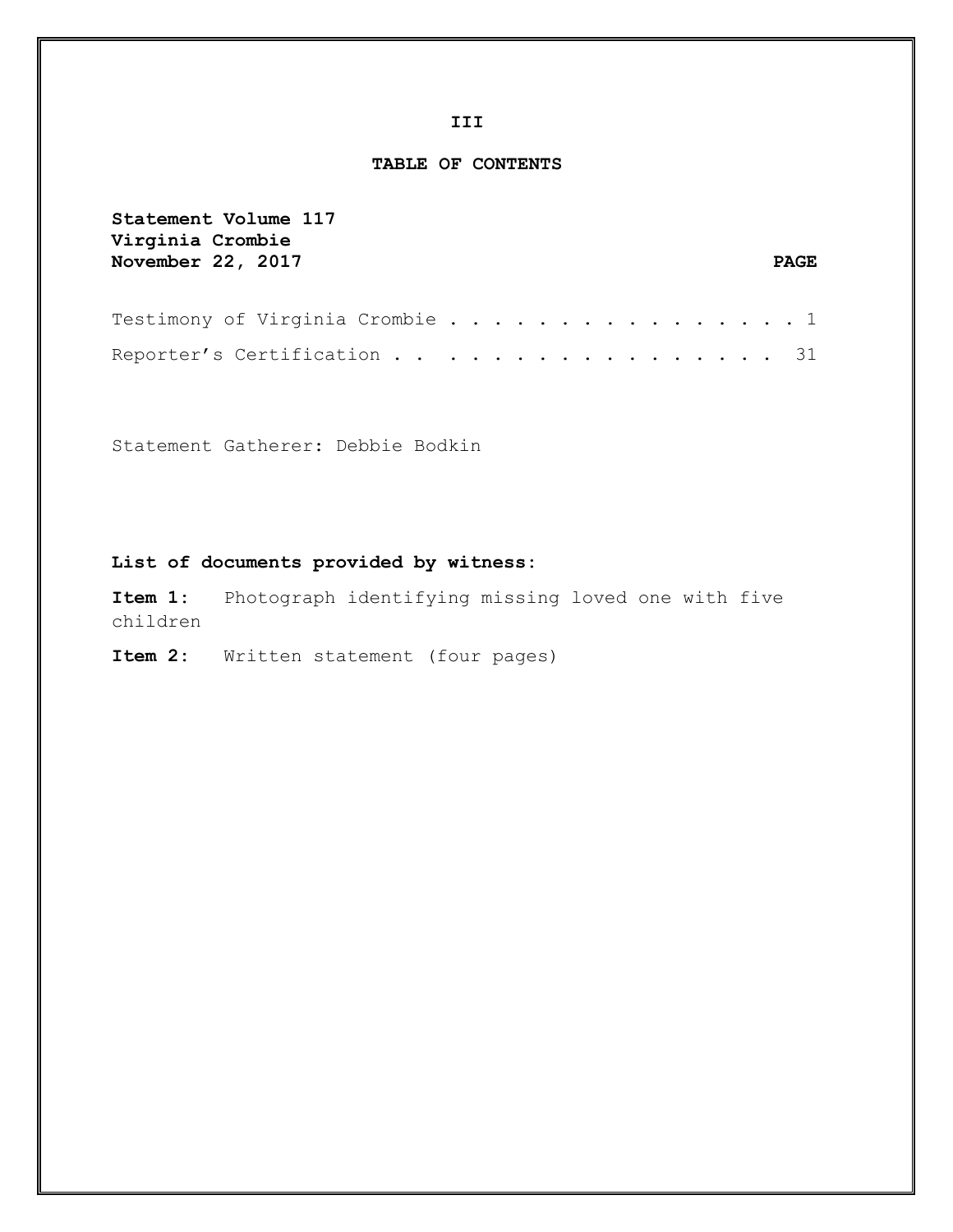## TABLE OF CONTENTS

**Statement Volume 117**
**Virginia Crombie**
**November 22, 2017**

| | PAGE |
|---|---|
| Testimony of Virginia Crombie | 1 |
| Reporter's Certification | 31 |

Statement Gatherer: Debbie Bodkin

**List of documents provided by witness:**

**Item 1:** Photograph identifying missing loved one with five children

**Item 2:** Written statement (four pages)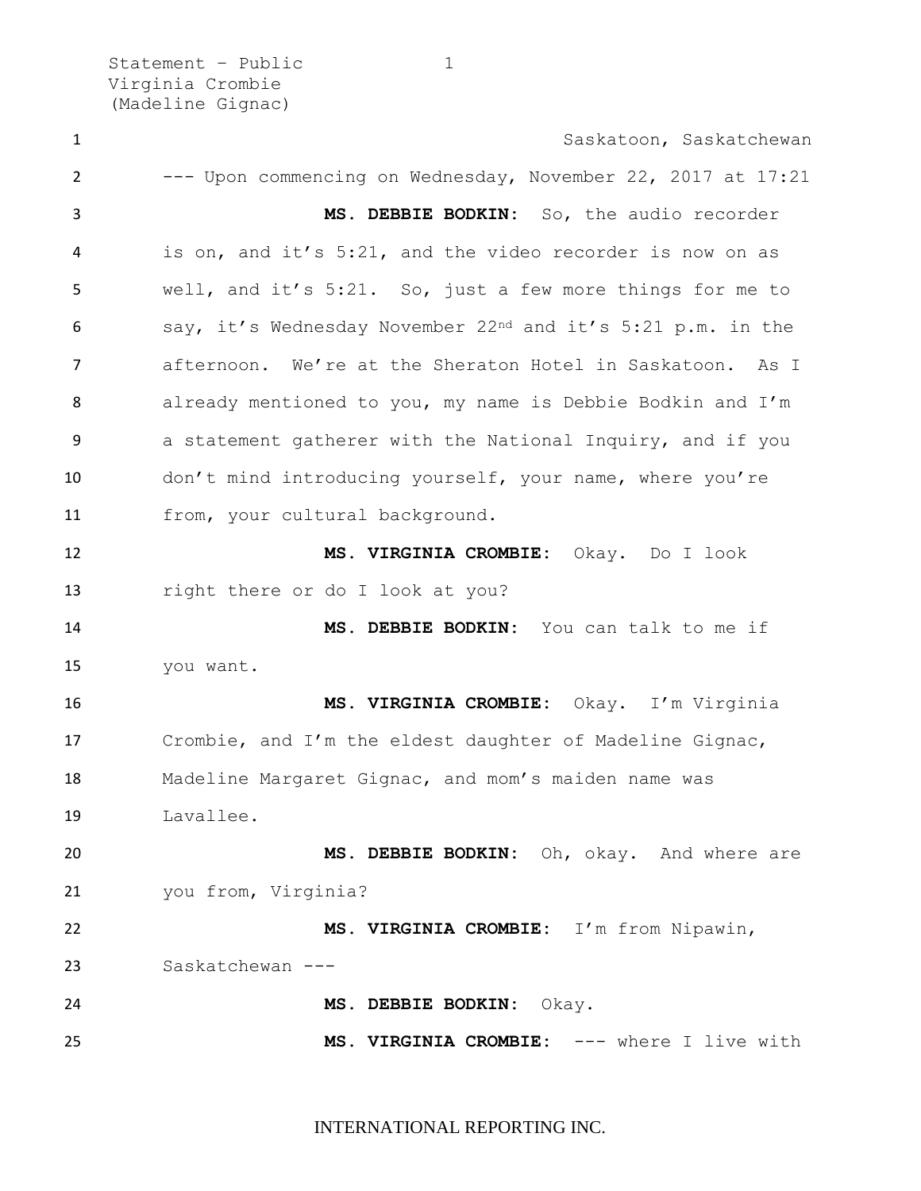Saskatoon, Saskatchewan

--- Upon commencing on Wednesday, November 22, 2017 at 17:21

**MS. DEBBIE BODKIN:** So, the audio recorder is on, and it's 5:21, and the video recorder is now on as well, and it's 5:21. So, just a few more things for me to say, it's Wednesday November 22nd and it's 5:21 p.m. in the afternoon. We're at the Sheraton Hotel in Saskatoon. As I already mentioned to you, my name is Debbie Bodkin and I'm a statement gatherer with the National Inquiry, and if you don't mind introducing yourself, your name, where you're from, your cultural background.

**MS. VIRGINIA CROMBIE:** Okay. Do I look right there or do I look at you?

**MS. DEBBIE BODKIN:** You can talk to me if you want.

**MS. VIRGINIA CROMBIE:** Okay. I'm Virginia Crombie, and I'm the eldest daughter of Madeline Gignac, Madeline Margaret Gignac, and mom's maiden name was Lavallee.

**MS. DEBBIE BODKIN:** Oh, okay. And where are you from, Virginia?

**MS. VIRGINIA CROMBIE:** I'm from Nipawin, Saskatchewan ---

**MS. DEBBIE BODKIN:** Okay.

**MS. VIRGINIA CROMBIE:** --- where I live with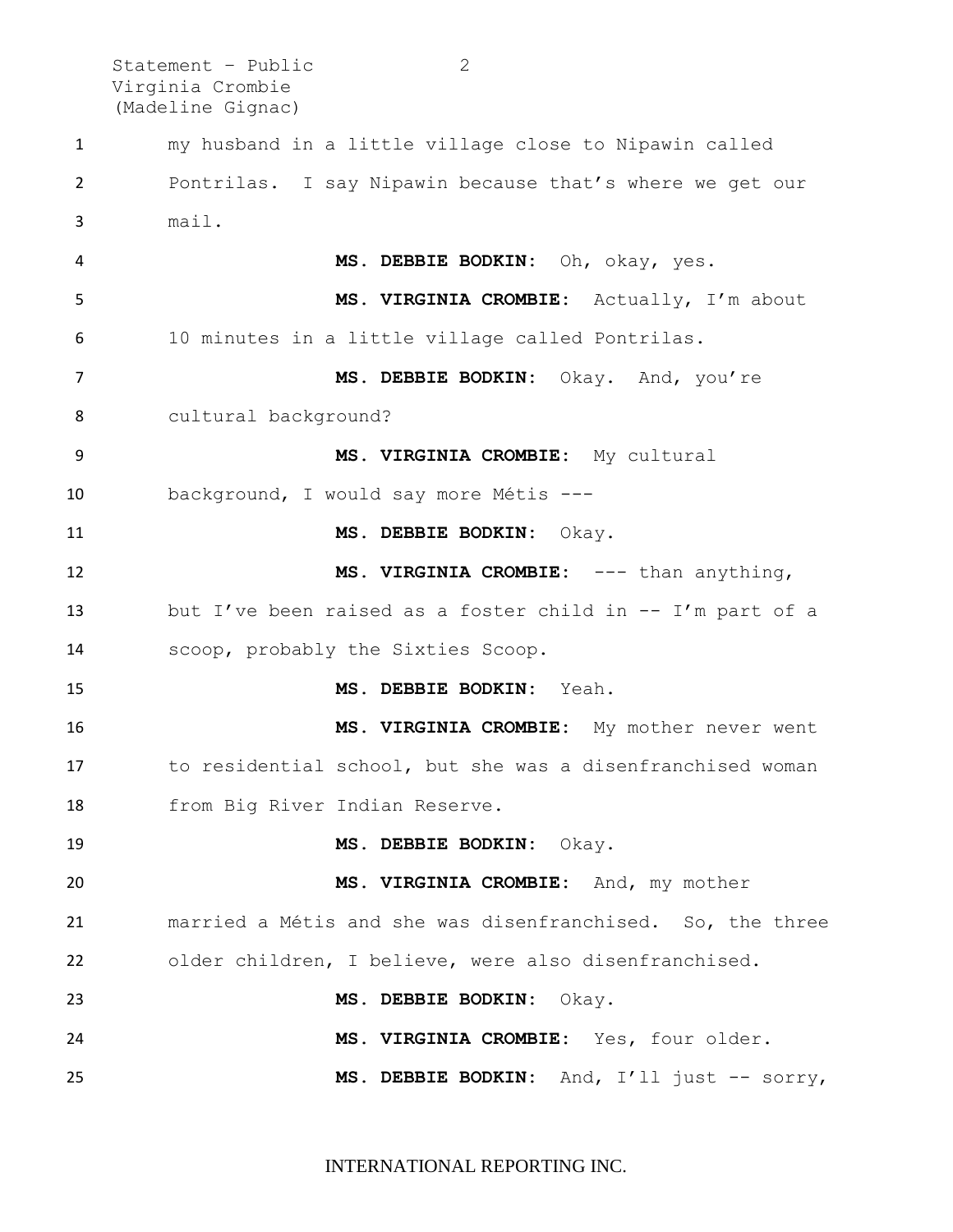my husband in a little village close to Nipawin called Pontrilas. I say Nipawin because that's where we get our mail.

**MS. DEBBIE BODKIN:** Oh, okay, yes.

**MS. VIRGINIA CROMBIE:** Actually, I'm about 10 minutes in a little village called Pontrilas.

**MS. DEBBIE BODKIN:** Okay. And, you're cultural background?

**MS. VIRGINIA CROMBIE:** My cultural background, I would say more Métis ---

**MS. DEBBIE BODKIN:** Okay.

**MS. VIRGINIA CROMBIE:** --- than anything, but I've been raised as a foster child in -- I'm part of a scoop, probably the Sixties Scoop.

**MS. DEBBIE BODKIN:** Yeah.

**MS. VIRGINIA CROMBIE:** My mother never went to residential school, but she was a disenfranchised woman from Big River Indian Reserve.

**MS. DEBBIE BODKIN:** Okay.

**MS. VIRGINIA CROMBIE:** And, my mother married a Métis and she was disenfranchised. So, the three older children, I believe, were also disenfranchised.

**MS. DEBBIE BODKIN:** Okay.

**MS. VIRGINIA CROMBIE:** Yes, four older.

**MS. DEBBIE BODKIN:** And, I'll just -- sorry,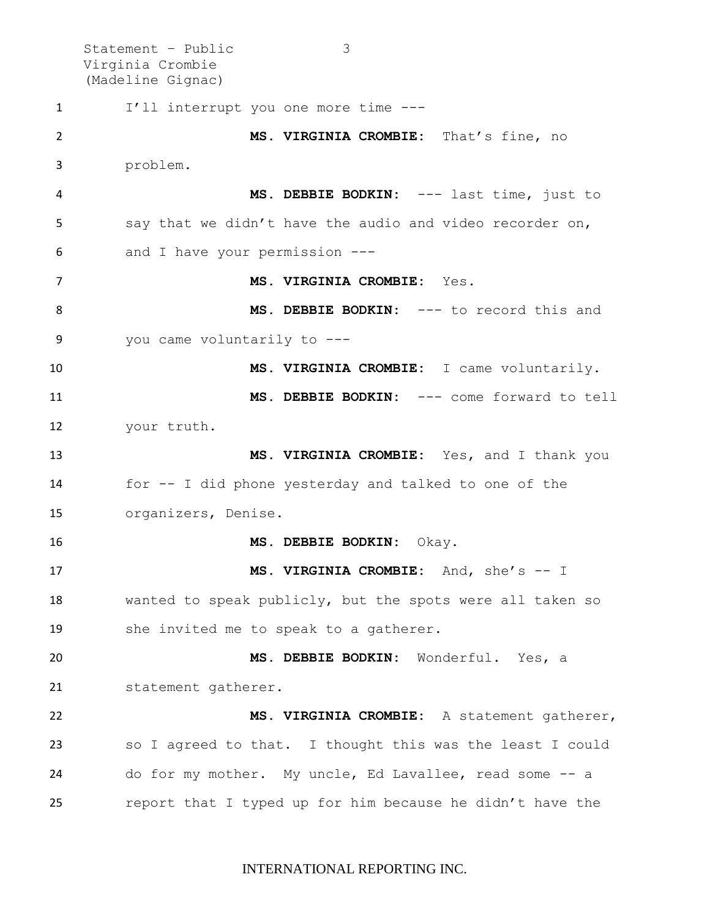I'll interrupt you one more time ---

**MS. VIRGINIA CROMBIE:** That's fine, no problem.

**MS. DEBBIE BODKIN:** --- last time, just to say that we didn't have the audio and video recorder on, and I have your permission ---

**MS. VIRGINIA CROMBIE:** Yes.

**MS. DEBBIE BODKIN:** --- to record this and you came voluntarily to ---

**MS. VIRGINIA CROMBIE:** I came voluntarily.

**MS. DEBBIE BODKIN:** --- come forward to tell your truth.

**MS. VIRGINIA CROMBIE:** Yes, and I thank you for -- I did phone yesterday and talked to one of the organizers, Denise.

**MS. DEBBIE BODKIN:** Okay.

**MS. VIRGINIA CROMBIE:** And, she's -- I wanted to speak publicly, but the spots were all taken so she invited me to speak to a gatherer.

**MS. DEBBIE BODKIN:** Wonderful. Yes, a statement gatherer.

**MS. VIRGINIA CROMBIE:** A statement gatherer, so I agreed to that. I thought this was the least I could do for my mother. My uncle, Ed Lavallee, read some -- a report that I typed up for him because he didn't have the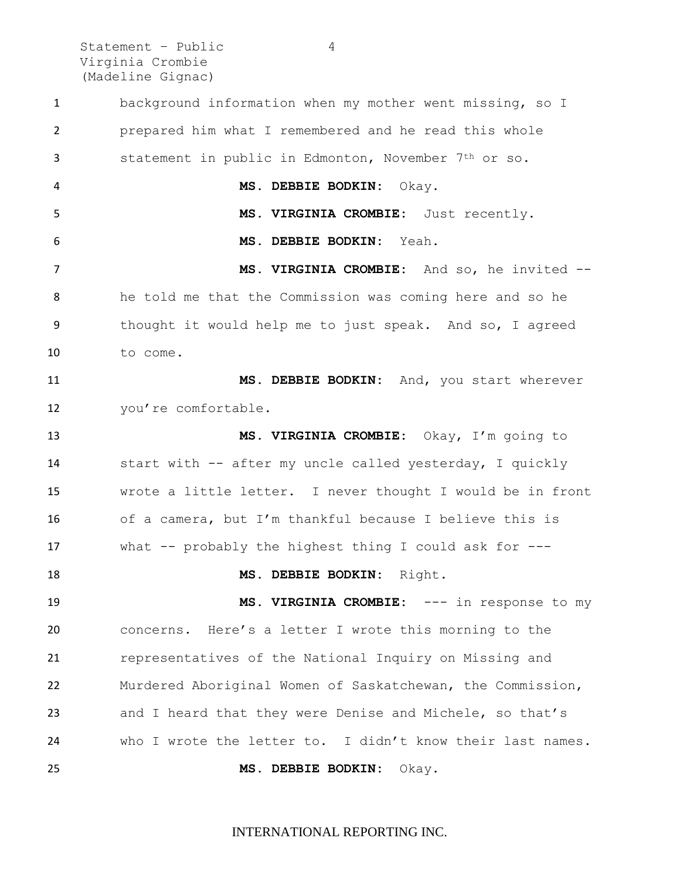background information when my mother went missing, so I prepared him what I remembered and he read this whole statement in public in Edmonton, November 7th or so.

**MS. DEBBIE BODKIN:** Okay.

**MS. VIRGINIA CROMBIE:** Just recently.

**MS. DEBBIE BODKIN:** Yeah.

**MS. VIRGINIA CROMBIE:** And so, he invited -- he told me that the Commission was coming here and so he thought it would help me to just speak. And so, I agreed to come.

**MS. DEBBIE BODKIN:** And, you start wherever you're comfortable.

**MS. VIRGINIA CROMBIE:** Okay, I'm going to start with -- after my uncle called yesterday, I quickly wrote a little letter. I never thought I would be in front of a camera, but I'm thankful because I believe this is what -- probably the highest thing I could ask for ---

**MS. DEBBIE BODKIN:** Right.

**MS. VIRGINIA CROMBIE:** --- in response to my concerns. Here's a letter I wrote this morning to the representatives of the National Inquiry on Missing and Murdered Aboriginal Women of Saskatchewan, the Commission, and I heard that they were Denise and Michele, so that's who I wrote the letter to. I didn't know their last names.

**MS. DEBBIE BODKIN:** Okay.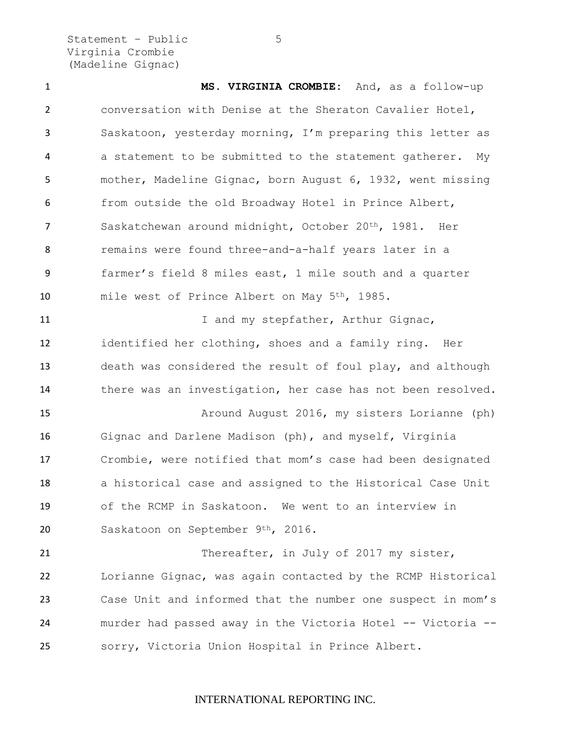**MS. VIRGINIA CROMBIE:** And, as a follow-up conversation with Denise at the Sheraton Cavalier Hotel, Saskatoon, yesterday morning, I'm preparing this letter as a statement to be submitted to the statement gatherer. My mother, Madeline Gignac, born August 6, 1932, went missing from outside the old Broadway Hotel in Prince Albert, Saskatchewan around midnight, October 20th, 1981. Her remains were found three-and-a-half years later in a farmer's field 8 miles east, 1 mile south and a quarter mile west of Prince Albert on May 5th, 1985.

I and my stepfather, Arthur Gignac, identified her clothing, shoes and a family ring. Her death was considered the result of foul play, and although there was an investigation, her case has not been resolved.

Around August 2016, my sisters Lorianne (ph) Gignac and Darlene Madison (ph), and myself, Virginia Crombie, were notified that mom's case had been designated a historical case and assigned to the Historical Case Unit of the RCMP in Saskatoon. We went to an interview in Saskatoon on September 9th, 2016.

Thereafter, in July of 2017 my sister, Lorianne Gignac, was again contacted by the RCMP Historical Case Unit and informed that the number one suspect in mom's murder had passed away in the Victoria Hotel -- Victoria -- sorry, Victoria Union Hospital in Prince Albert.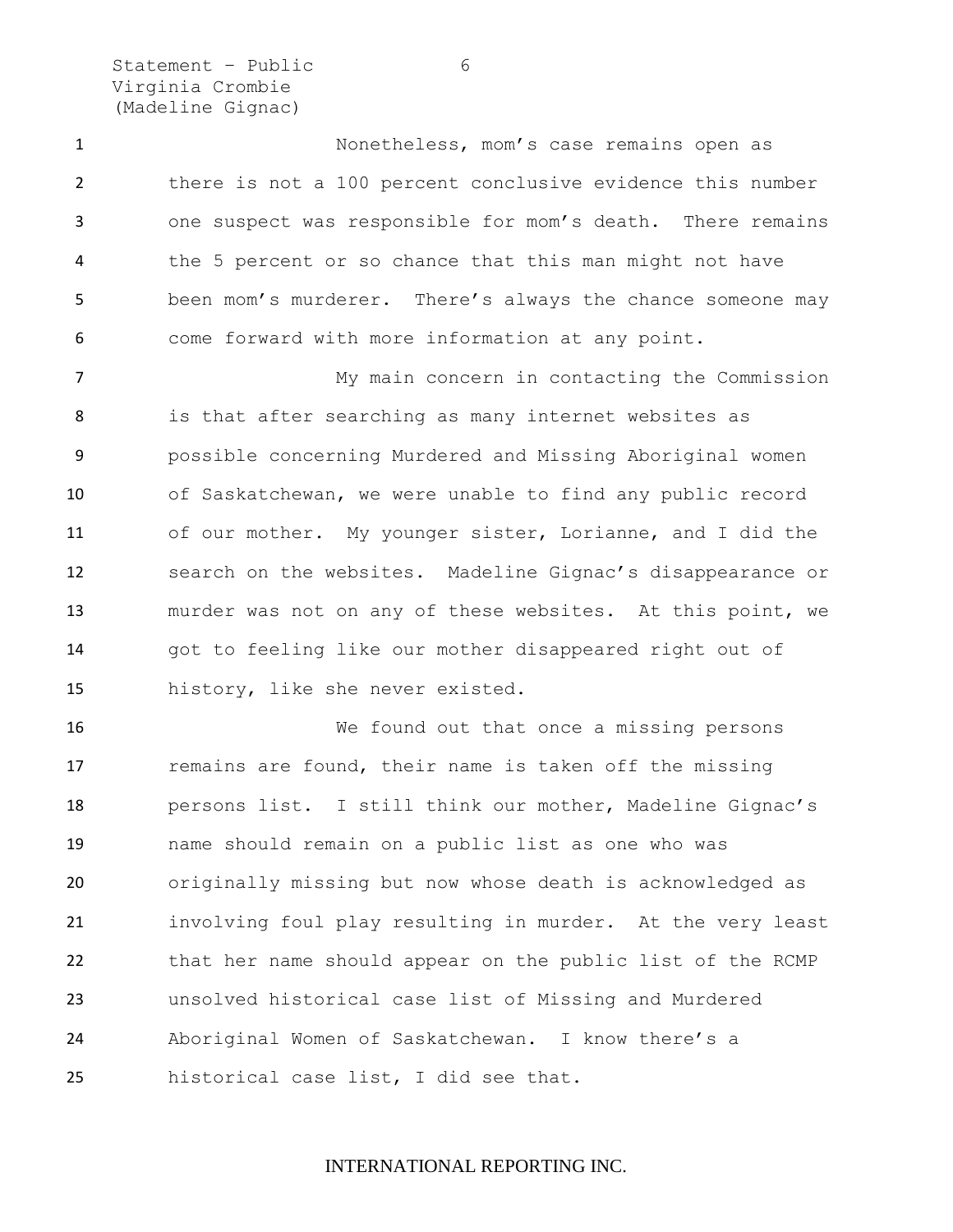Nonetheless, mom's case remains open as there is not a 100 percent conclusive evidence this number one suspect was responsible for mom's death. There remains the 5 percent or so chance that this man might not have been mom's murderer. There's always the chance someone may come forward with more information at any point.

My main concern in contacting the Commission is that after searching as many internet websites as possible concerning Murdered and Missing Aboriginal women of Saskatchewan, we were unable to find any public record of our mother. My younger sister, Lorianne, and I did the search on the websites. Madeline Gignac's disappearance or murder was not on any of these websites. At this point, we got to feeling like our mother disappeared right out of history, like she never existed.

We found out that once a missing persons remains are found, their name is taken off the missing persons list. I still think our mother, Madeline Gignac's name should remain on a public list as one who was originally missing but now whose death is acknowledged as involving foul play resulting in murder. At the very least that her name should appear on the public list of the RCMP unsolved historical case list of Missing and Murdered Aboriginal Women of Saskatchewan. I know there's a historical case list, I did see that.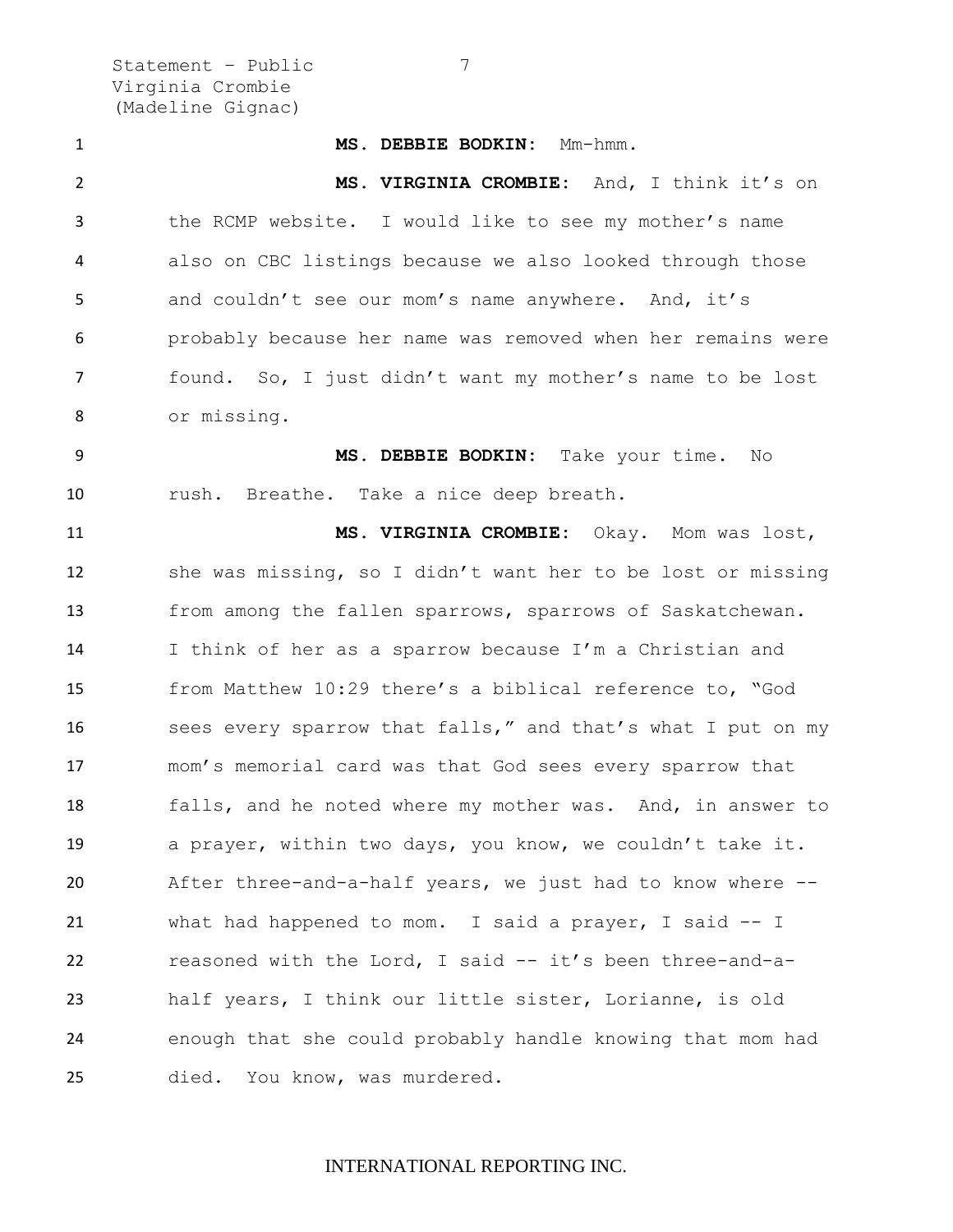**MS. DEBBIE BODKIN:** Mm-hmm.

**MS. VIRGINIA CROMBIE:** And, I think it's on the RCMP website. I would like to see my mother's name also on CBC listings because we also looked through those and couldn't see our mom's name anywhere. And, it's probably because her name was removed when her remains were found. So, I just didn't want my mother's name to be lost or missing.

**MS. DEBBIE BODKIN:** Take your time. No rush. Breathe. Take a nice deep breath.

**MS. VIRGINIA CROMBIE:** Okay. Mom was lost, she was missing, so I didn't want her to be lost or missing from among the fallen sparrows, sparrows of Saskatchewan. I think of her as a sparrow because I'm a Christian and from Matthew 10:29 there's a biblical reference to, "God sees every sparrow that falls," and that's what I put on my mom's memorial card was that God sees every sparrow that falls, and he noted where my mother was. And, in answer to a prayer, within two days, you know, we couldn't take it. After three-and-a-half years, we just had to know where -- what had happened to mom. I said a prayer, I said -- I reasoned with the Lord, I said -- it's been three-and-a-half years, I think our little sister, Lorianne, is old enough that she could probably handle knowing that mom had died. You know, was murdered.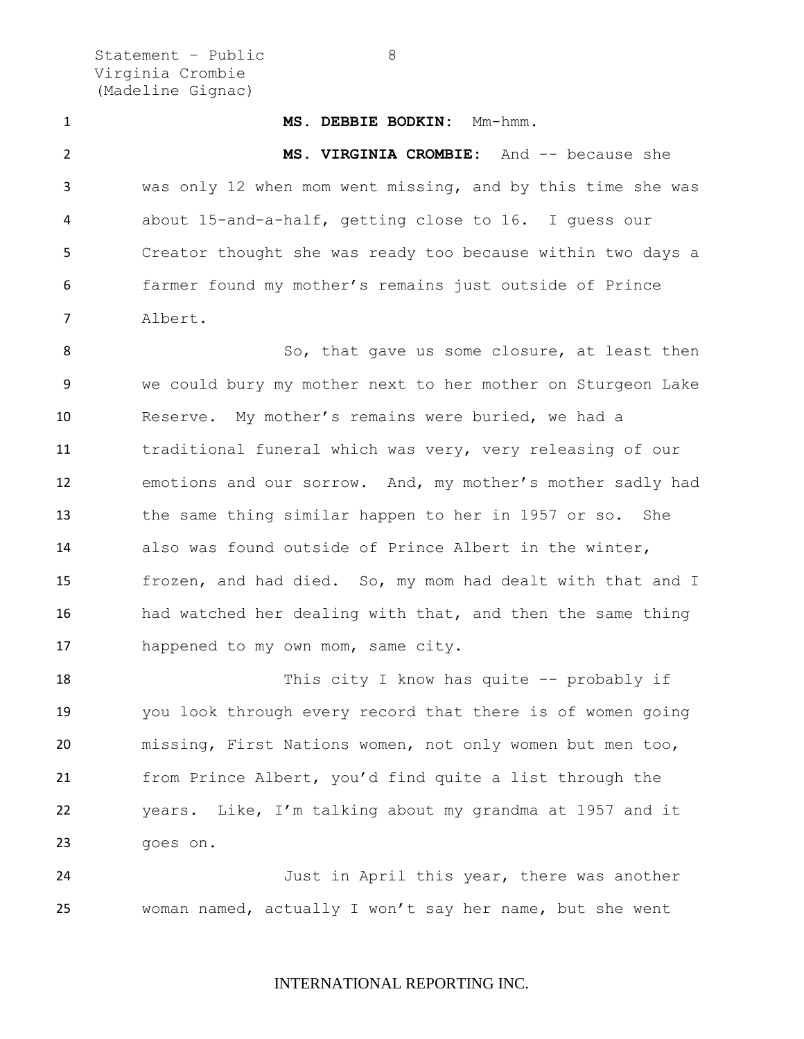**MS. DEBBIE BODKIN:** Mm-hmm.

**MS. VIRGINIA CROMBIE:** And -- because she was only 12 when mom went missing, and by this time she was about 15-and-a-half, getting close to 16. I guess our Creator thought she was ready too because within two days a farmer found my mother's remains just outside of Prince Albert.

So, that gave us some closure, at least then we could bury my mother next to her mother on Sturgeon Lake Reserve. My mother's remains were buried, we had a traditional funeral which was very, very releasing of our emotions and our sorrow. And, my mother's mother sadly had the same thing similar happen to her in 1957 or so. She also was found outside of Prince Albert in the winter, frozen, and had died. So, my mom had dealt with that and I had watched her dealing with that, and then the same thing happened to my own mom, same city.

This city I know has quite -- probably if you look through every record that there is of women going missing, First Nations women, not only women but men too, from Prince Albert, you'd find quite a list through the years. Like, I'm talking about my grandma at 1957 and it goes on.

Just in April this year, there was another woman named, actually I won't say her name, but she went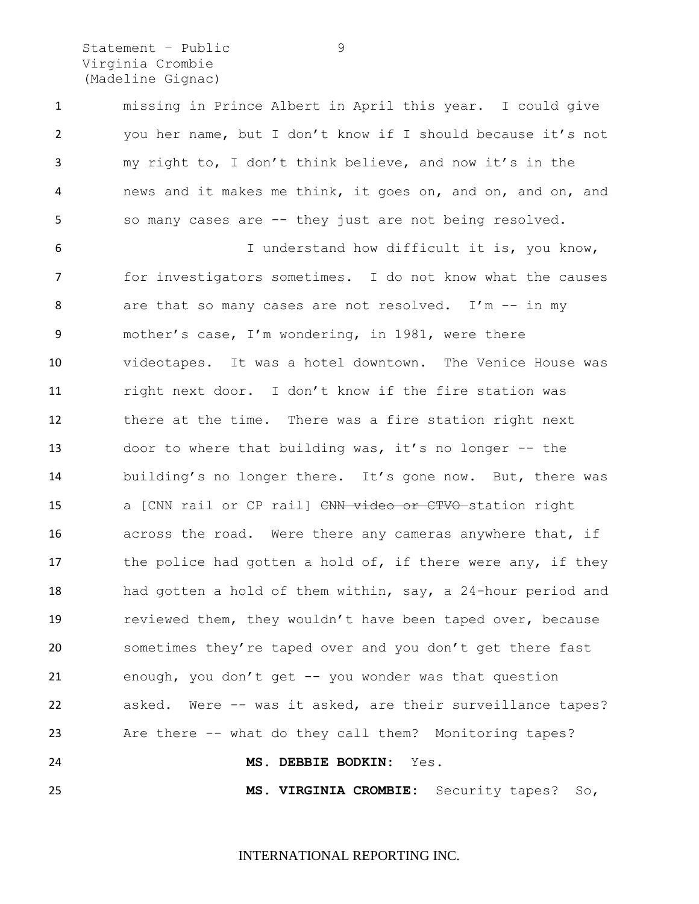missing in Prince Albert in April this year. I could give you her name, but I don't know if I should because it's not my right to, I don't think believe, and now it's in the news and it makes me think, it goes on, and on, and on, and so many cases are -- they just are not being resolved.

I understand how difficult it is, you know, for investigators sometimes. I do not know what the causes are that so many cases are not resolved. I'm -- in my mother's case, I'm wondering, in 1981, were there videotapes. It was a hotel downtown. The Venice House was right next door. I don't know if the fire station was there at the time. There was a fire station right next door to where that building was, it's no longer -- the building's no longer there. It's gone now. But, there was a [CNN rail or CP rail] ~~CNN video or CTVO~~ station right across the road. Were there any cameras anywhere that, if the police had gotten a hold of, if there were any, if they had gotten a hold of them within, say, a 24-hour period and reviewed them, they wouldn't have been taped over, because sometimes they're taped over and you don't get there fast enough, you don't get -- you wonder was that question asked. Were -- was it asked, are their surveillance tapes? Are there -- what do they call them? Monitoring tapes?

**MS. DEBBIE BODKIN:** Yes.

**MS. VIRGINIA CROMBIE:** Security tapes? So,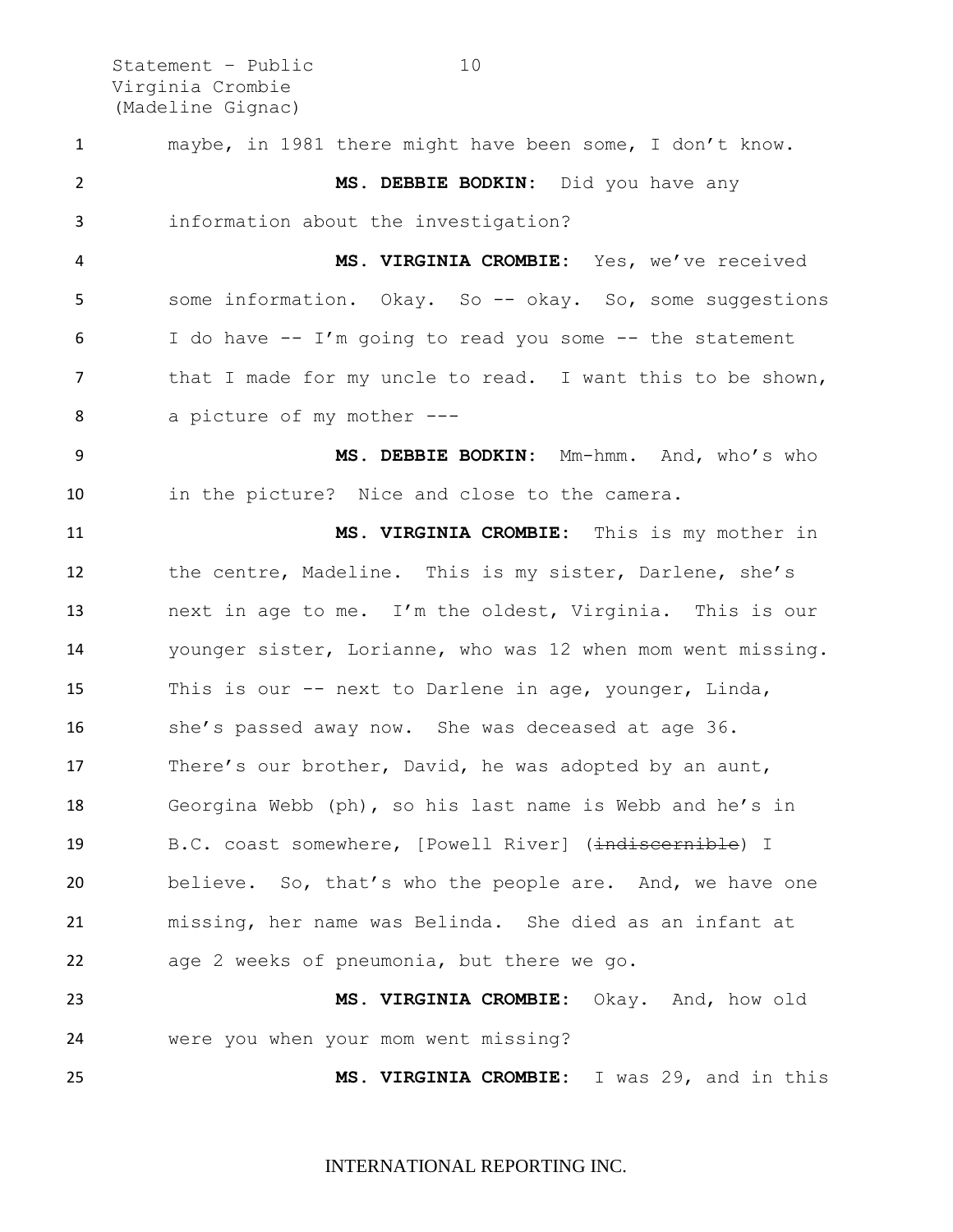maybe, in 1981 there might have been some, I don't know.

**MS. DEBBIE BODKIN:** Did you have any information about the investigation?

**MS. VIRGINIA CROMBIE:** Yes, we've received some information. Okay. So -- okay. So, some suggestions I do have -- I'm going to read you some -- the statement that I made for my uncle to read. I want this to be shown, a picture of my mother ---

**MS. DEBBIE BODKIN:** Mm-hmm. And, who's who in the picture? Nice and close to the camera.

**MS. VIRGINIA CROMBIE:** This is my mother in the centre, Madeline. This is my sister, Darlene, she's next in age to me. I'm the oldest, Virginia. This is our younger sister, Lorianne, who was 12 when mom went missing. This is our -- next to Darlene in age, younger, Linda, she's passed away now. She was deceased at age 36. There's our brother, David, he was adopted by an aunt, Georgina Webb (ph), so his last name is Webb and he's in B.C. coast somewhere, [Powell River] (~~indiscernible~~) I believe. So, that's who the people are. And, we have one missing, her name was Belinda. She died as an infant at age 2 weeks of pneumonia, but there we go.

**MS. VIRGINIA CROMBIE:** Okay. And, how old were you when your mom went missing?

**MS. VIRGINIA CROMBIE:** I was 29, and in this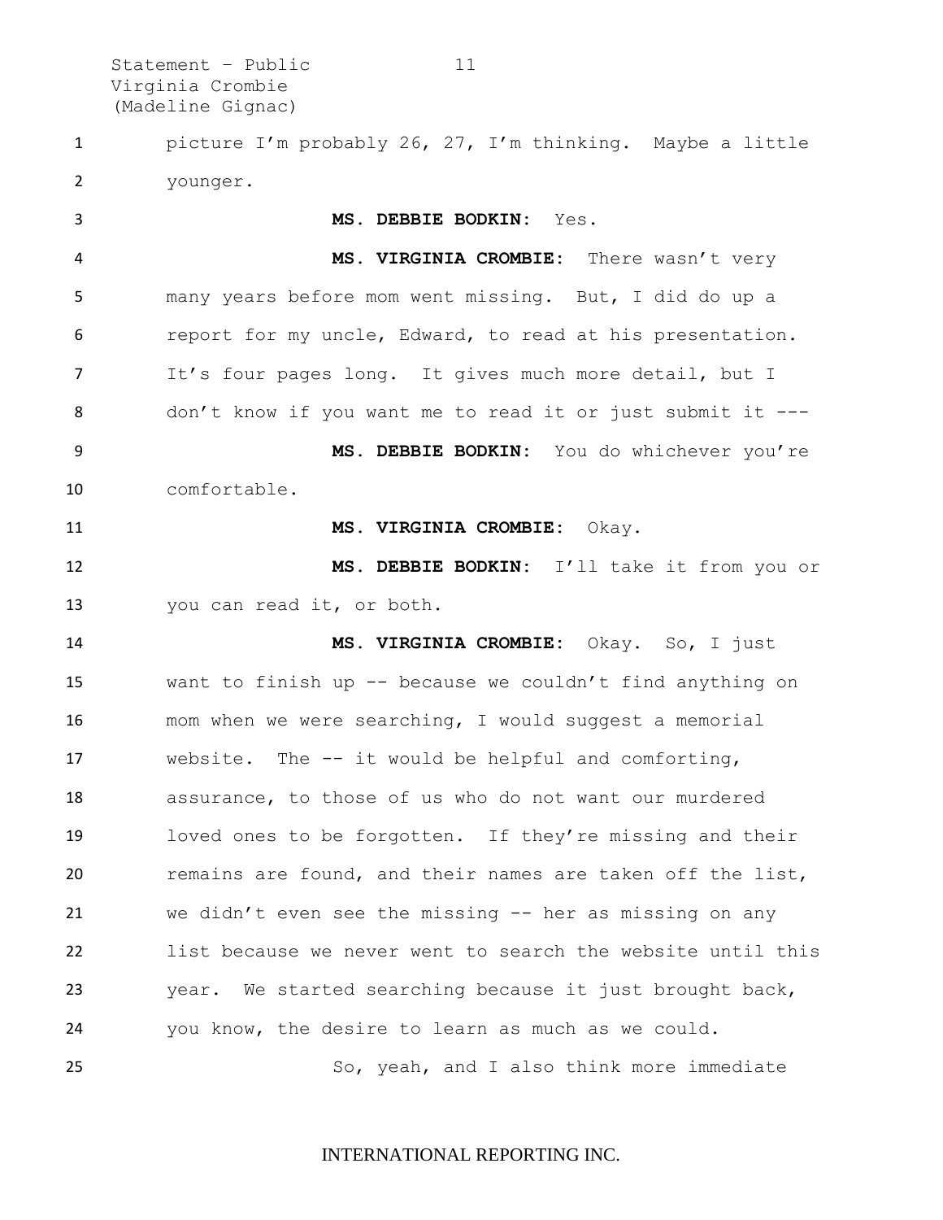picture I'm probably 26, 27, I'm thinking. Maybe a little younger.

**MS. DEBBIE BODKIN:** Yes.

**MS. VIRGINIA CROMBIE:** There wasn't very many years before mom went missing. But, I did do up a report for my uncle, Edward, to read at his presentation. It's four pages long. It gives much more detail, but I don't know if you want me to read it or just submit it ---

**MS. DEBBIE BODKIN:** You do whichever you're comfortable.

**MS. VIRGINIA CROMBIE:** Okay.

**MS. DEBBIE BODKIN:** I'll take it from you or you can read it, or both.

**MS. VIRGINIA CROMBIE:** Okay. So, I just want to finish up -- because we couldn't find anything on mom when we were searching, I would suggest a memorial website. The -- it would be helpful and comforting, assurance, to those of us who do not want our murdered loved ones to be forgotten. If they're missing and their remains are found, and their names are taken off the list, we didn't even see the missing -- her as missing on any list because we never went to search the website until this year. We started searching because it just brought back, you know, the desire to learn as much as we could.

So, yeah, and I also think more immediate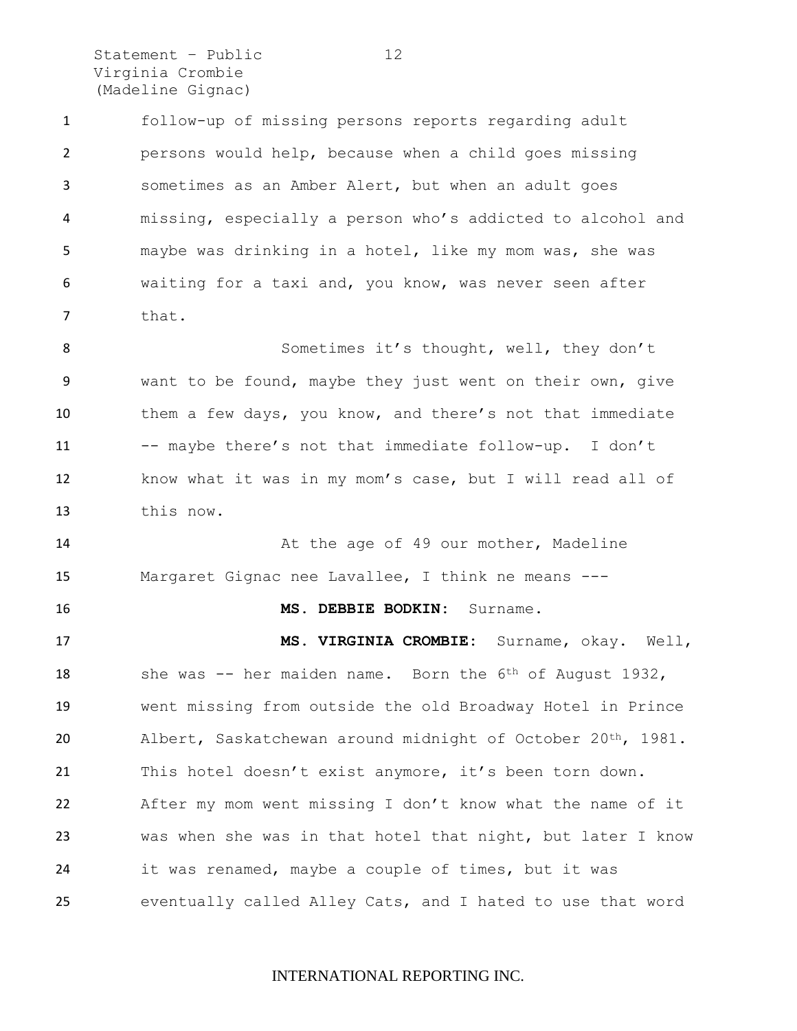follow-up of missing persons reports regarding adult persons would help, because when a child goes missing sometimes as an Amber Alert, but when an adult goes missing, especially a person who's addicted to alcohol and maybe was drinking in a hotel, like my mom was, she was waiting for a taxi and, you know, was never seen after that.

Sometimes it's thought, well, they don't want to be found, maybe they just went on their own, give them a few days, you know, and there's not that immediate -- maybe there's not that immediate follow-up. I don't know what it was in my mom's case, but I will read all of this now.

At the age of 49 our mother, Madeline Margaret Gignac nee Lavallee, I think ne means ---

**MS. DEBBIE BODKIN:** Surname.

**MS. VIRGINIA CROMBIE:** Surname, okay. Well, she was -- her maiden name. Born the 6th of August 1932, went missing from outside the old Broadway Hotel in Prince Albert, Saskatchewan around midnight of October 20th, 1981. This hotel doesn't exist anymore, it's been torn down. After my mom went missing I don't know what the name of it was when she was in that hotel that night, but later I know it was renamed, maybe a couple of times, but it was eventually called Alley Cats, and I hated to use that word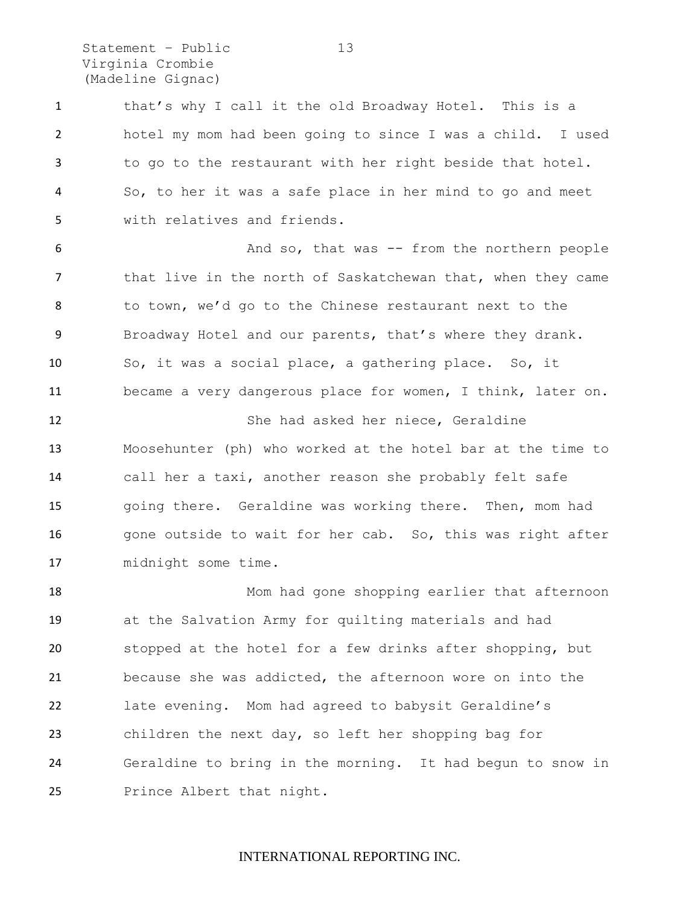that's why I call it the old Broadway Hotel. This is a hotel my mom had been going to since I was a child. I used to go to the restaurant with her right beside that hotel. So, to her it was a safe place in her mind to go and meet with relatives and friends.

And so, that was -- from the northern people that live in the north of Saskatchewan that, when they came to town, we'd go to the Chinese restaurant next to the Broadway Hotel and our parents, that's where they drank. So, it was a social place, a gathering place. So, it became a very dangerous place for women, I think, later on.

She had asked her niece, Geraldine Moosehunter (ph) who worked at the hotel bar at the time to call her a taxi, another reason she probably felt safe going there. Geraldine was working there. Then, mom had gone outside to wait for her cab. So, this was right after midnight some time.

Mom had gone shopping earlier that afternoon at the Salvation Army for quilting materials and had stopped at the hotel for a few drinks after shopping, but because she was addicted, the afternoon wore on into the late evening. Mom had agreed to babysit Geraldine's children the next day, so left her shopping bag for Geraldine to bring in the morning. It had begun to snow in Prince Albert that night.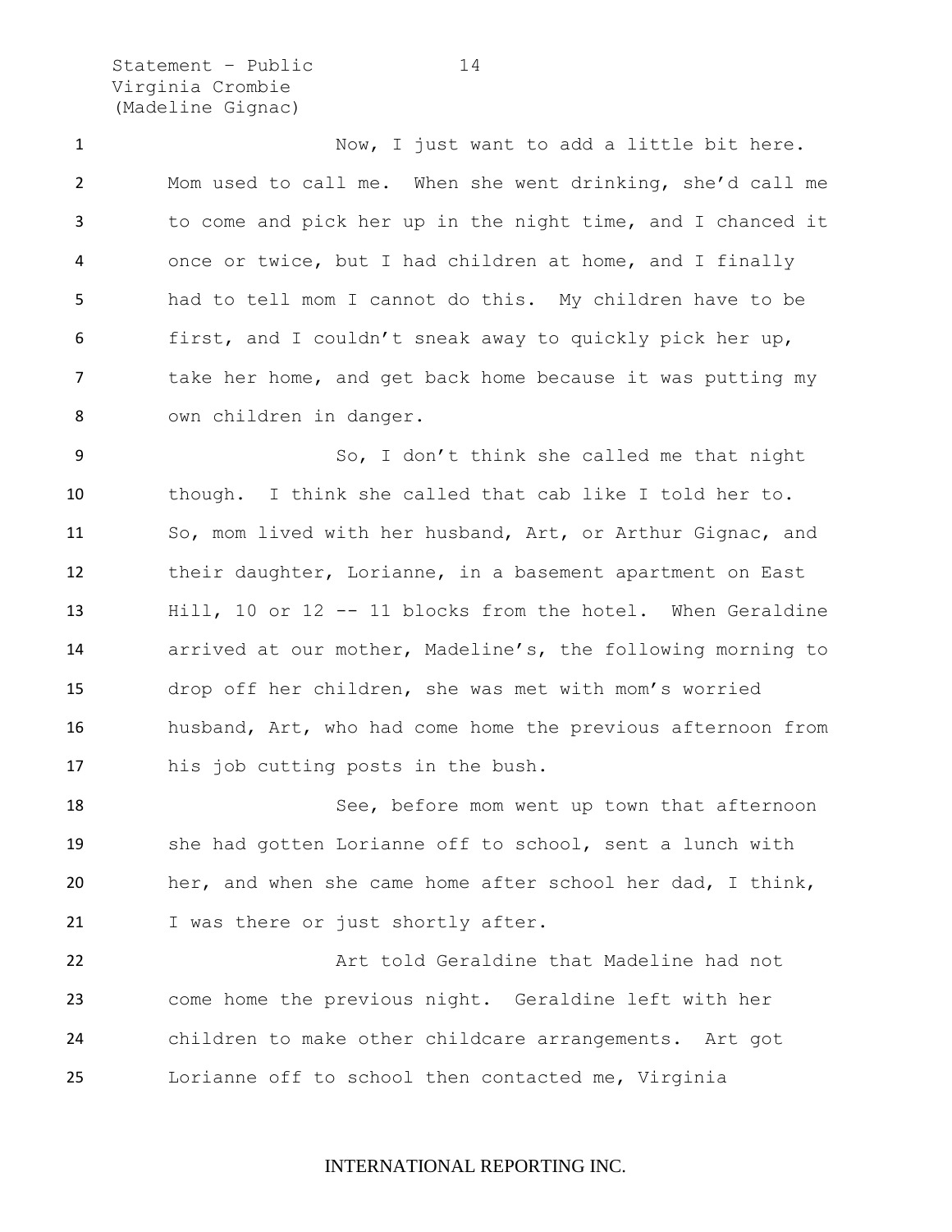Now, I just want to add a little bit here. Mom used to call me. When she went drinking, she'd call me to come and pick her up in the night time, and I chanced it once or twice, but I had children at home, and I finally had to tell mom I cannot do this. My children have to be first, and I couldn't sneak away to quickly pick her up, take her home, and get back home because it was putting my own children in danger.

So, I don't think she called me that night though. I think she called that cab like I told her to. So, mom lived with her husband, Art, or Arthur Gignac, and their daughter, Lorianne, in a basement apartment on East Hill, 10 or 12 -- 11 blocks from the hotel. When Geraldine arrived at our mother, Madeline's, the following morning to drop off her children, she was met with mom's worried husband, Art, who had come home the previous afternoon from his job cutting posts in the bush.

See, before mom went up town that afternoon she had gotten Lorianne off to school, sent a lunch with her, and when she came home after school her dad, I think, I was there or just shortly after.

Art told Geraldine that Madeline had not come home the previous night. Geraldine left with her children to make other childcare arrangements. Art got Lorianne off to school then contacted me, Virginia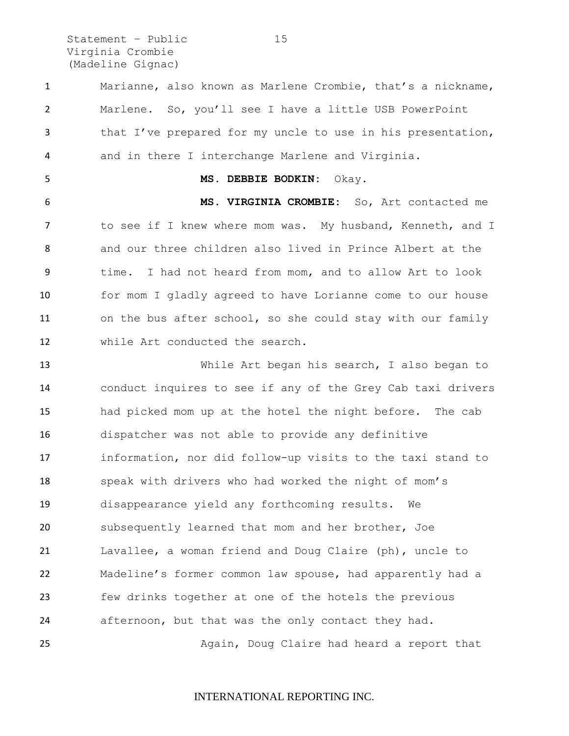Marianne, also known as Marlene Crombie, that's a nickname, Marlene. So, you'll see I have a little USB PowerPoint that I've prepared for my uncle to use in his presentation, and in there I interchange Marlene and Virginia.

**MS. DEBBIE BODKIN:** Okay.

**MS. VIRGINIA CROMBIE:** So, Art contacted me to see if I knew where mom was. My husband, Kenneth, and I and our three children also lived in Prince Albert at the time. I had not heard from mom, and to allow Art to look for mom I gladly agreed to have Lorianne come to our house on the bus after school, so she could stay with our family while Art conducted the search.

While Art began his search, I also began to conduct inquires to see if any of the Grey Cab taxi drivers had picked mom up at the hotel the night before. The cab dispatcher was not able to provide any definitive information, nor did follow-up visits to the taxi stand to speak with drivers who had worked the night of mom's disappearance yield any forthcoming results. We subsequently learned that mom and her brother, Joe Lavallee, a woman friend and Doug Claire (ph), uncle to Madeline's former common law spouse, had apparently had a few drinks together at one of the hotels the previous afternoon, but that was the only contact they had.

Again, Doug Claire had heard a report that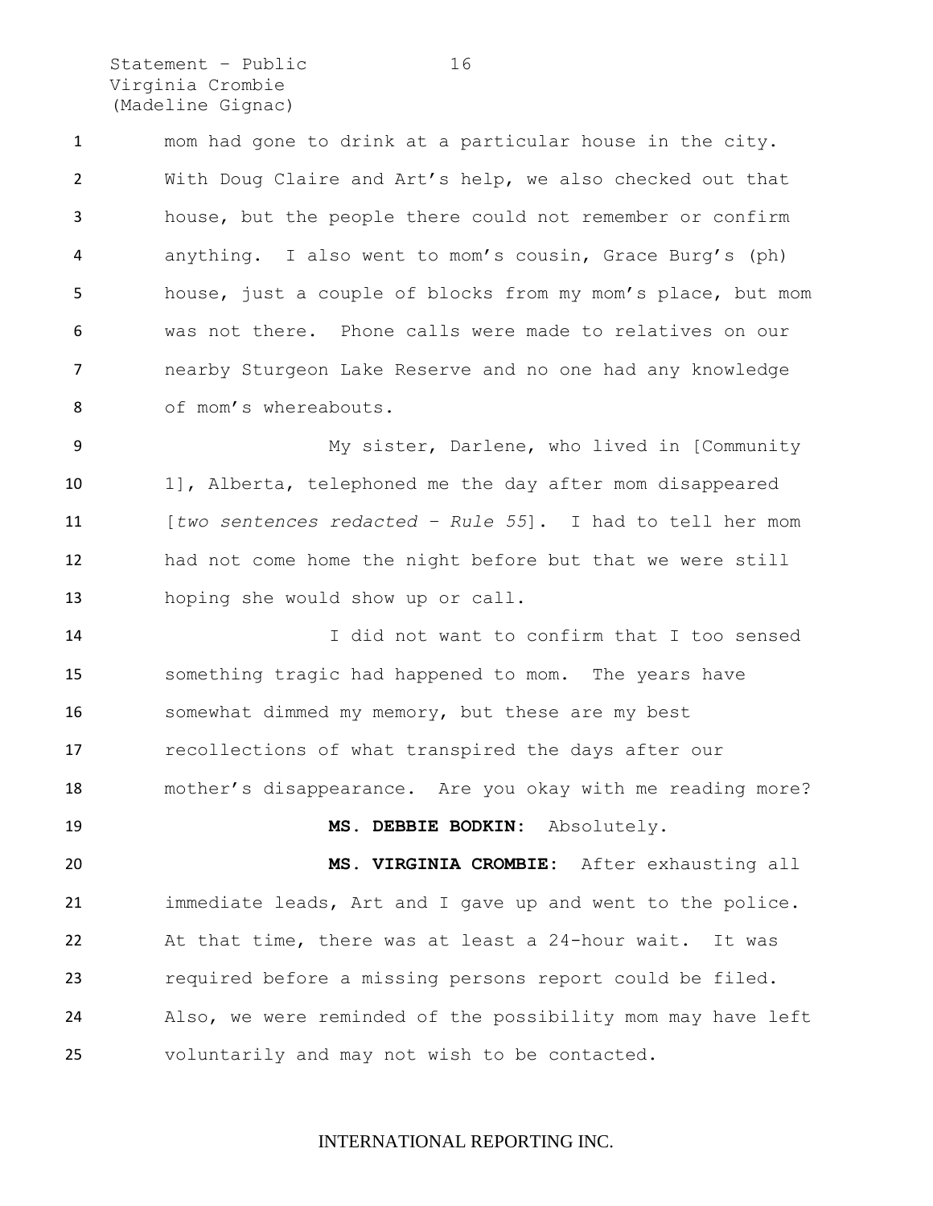mom had gone to drink at a particular house in the city. With Doug Claire and Art's help, we also checked out that house, but the people there could not remember or confirm anything. I also went to mom's cousin, Grace Burg's (ph) house, just a couple of blocks from my mom's place, but mom was not there. Phone calls were made to relatives on our nearby Sturgeon Lake Reserve and no one had any knowledge of mom's whereabouts.

My sister, Darlene, who lived in [Community 1], Alberta, telephoned me the day after mom disappeared [*two sentences redacted – Rule 55*]. I had to tell her mom had not come home the night before but that we were still hoping she would show up or call.

I did not want to confirm that I too sensed something tragic had happened to mom. The years have somewhat dimmed my memory, but these are my best recollections of what transpired the days after our mother's disappearance. Are you okay with me reading more?

**MS. DEBBIE BODKIN:** Absolutely.

**MS. VIRGINIA CROMBIE:** After exhausting all immediate leads, Art and I gave up and went to the police. At that time, there was at least a 24-hour wait. It was required before a missing persons report could be filed. Also, we were reminded of the possibility mom may have left voluntarily and may not wish to be contacted.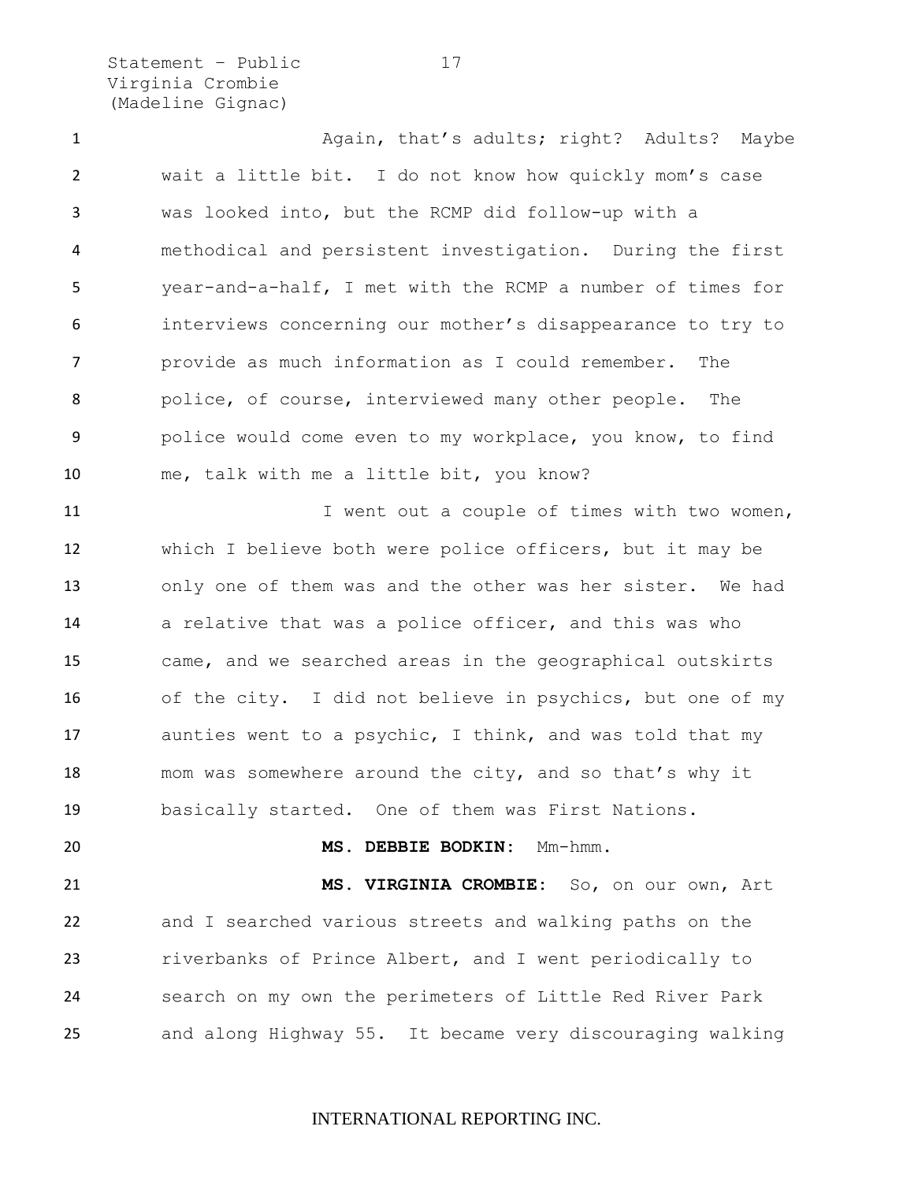Again, that's adults; right? Adults? Maybe wait a little bit. I do not know how quickly mom's case was looked into, but the RCMP did follow-up with a methodical and persistent investigation. During the first year-and-a-half, I met with the RCMP a number of times for interviews concerning our mother's disappearance to try to provide as much information as I could remember. The police, of course, interviewed many other people. The police would come even to my workplace, you know, to find me, talk with me a little bit, you know?

I went out a couple of times with two women, which I believe both were police officers, but it may be only one of them was and the other was her sister. We had a relative that was a police officer, and this was who came, and we searched areas in the geographical outskirts of the city. I did not believe in psychics, but one of my aunties went to a psychic, I think, and was told that my mom was somewhere around the city, and so that's why it basically started. One of them was First Nations.

**MS. DEBBIE BODKIN:** Mm-hmm.

**MS. VIRGINIA CROMBIE:** So, on our own, Art and I searched various streets and walking paths on the riverbanks of Prince Albert, and I went periodically to search on my own the perimeters of Little Red River Park and along Highway 55. It became very discouraging walking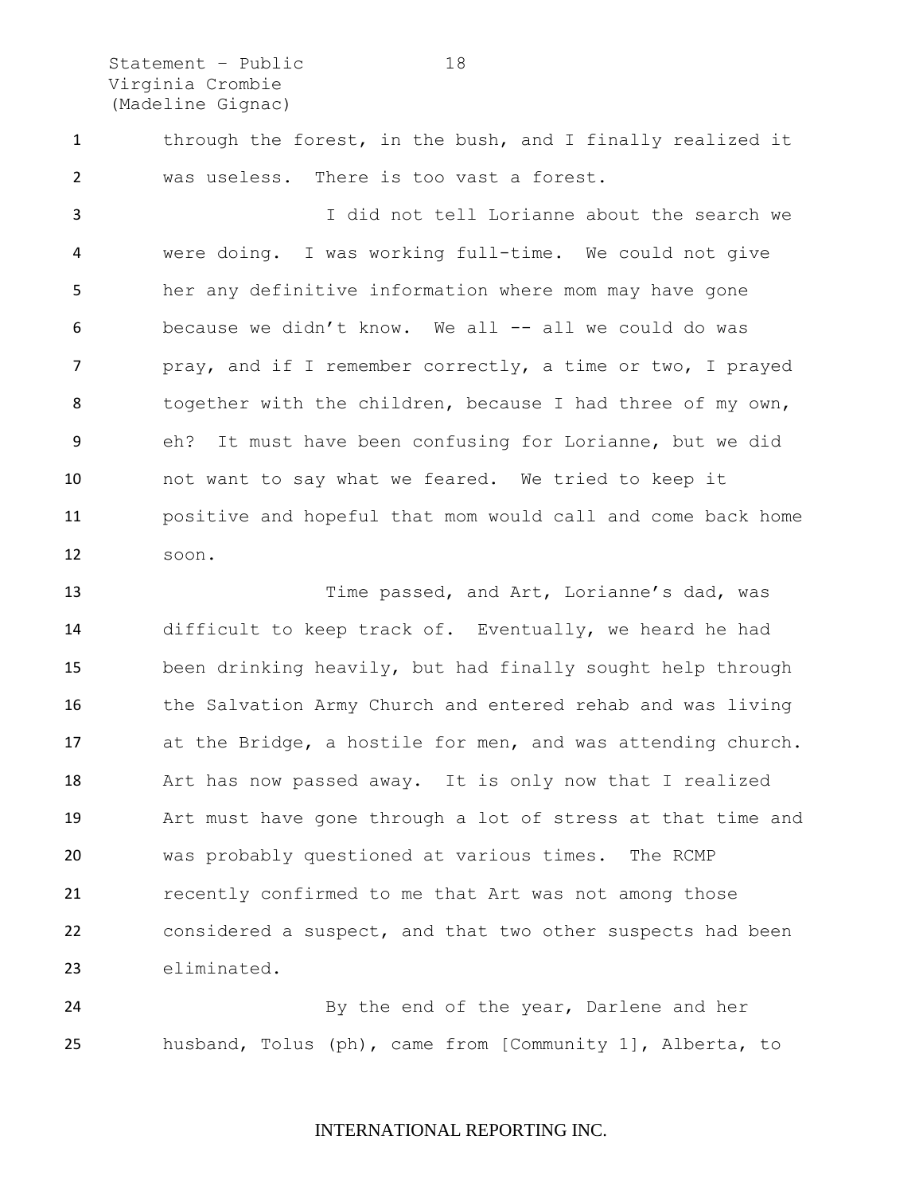through the forest, in the bush, and I finally realized it was useless. There is too vast a forest.

I did not tell Lorianne about the search we were doing. I was working full-time. We could not give her any definitive information where mom may have gone because we didn't know. We all -- all we could do was pray, and if I remember correctly, a time or two, I prayed together with the children, because I had three of my own, eh? It must have been confusing for Lorianne, but we did not want to say what we feared. We tried to keep it positive and hopeful that mom would call and come back home soon.

Time passed, and Art, Lorianne's dad, was difficult to keep track of. Eventually, we heard he had been drinking heavily, but had finally sought help through the Salvation Army Church and entered rehab and was living at the Bridge, a hostile for men, and was attending church. Art has now passed away. It is only now that I realized Art must have gone through a lot of stress at that time and was probably questioned at various times. The RCMP recently confirmed to me that Art was not among those considered a suspect, and that two other suspects had been eliminated.

By the end of the year, Darlene and her husband, Tolus (ph), came from [Community 1], Alberta, to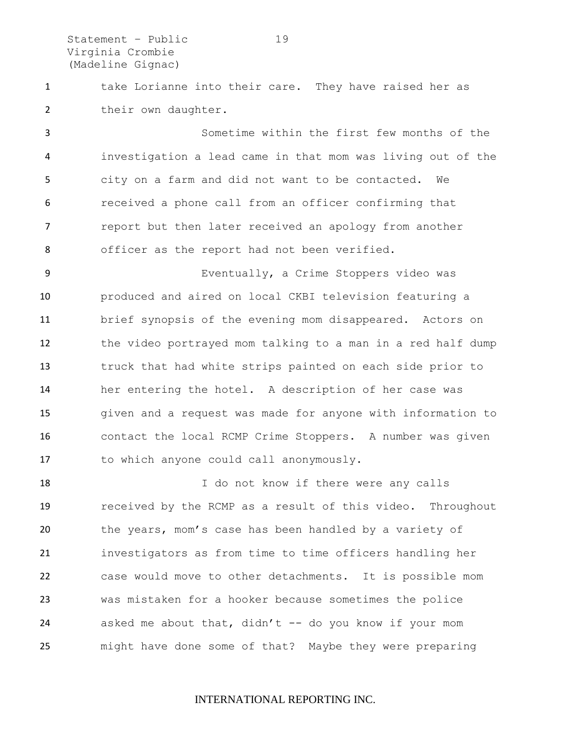take Lorianne into their care. They have raised her as their own daughter.

Sometime within the first few months of the investigation a lead came in that mom was living out of the city on a farm and did not want to be contacted. We received a phone call from an officer confirming that report but then later received an apology from another officer as the report had not been verified.

Eventually, a Crime Stoppers video was produced and aired on local CKBI television featuring a brief synopsis of the evening mom disappeared. Actors on the video portrayed mom talking to a man in a red half dump truck that had white strips painted on each side prior to her entering the hotel. A description of her case was given and a request was made for anyone with information to contact the local RCMP Crime Stoppers. A number was given to which anyone could call anonymously.

I do not know if there were any calls received by the RCMP as a result of this video. Throughout the years, mom's case has been handled by a variety of investigators as from time to time officers handling her case would move to other detachments. It is possible mom was mistaken for a hooker because sometimes the police asked me about that, didn't -- do you know if your mom might have done some of that? Maybe they were preparing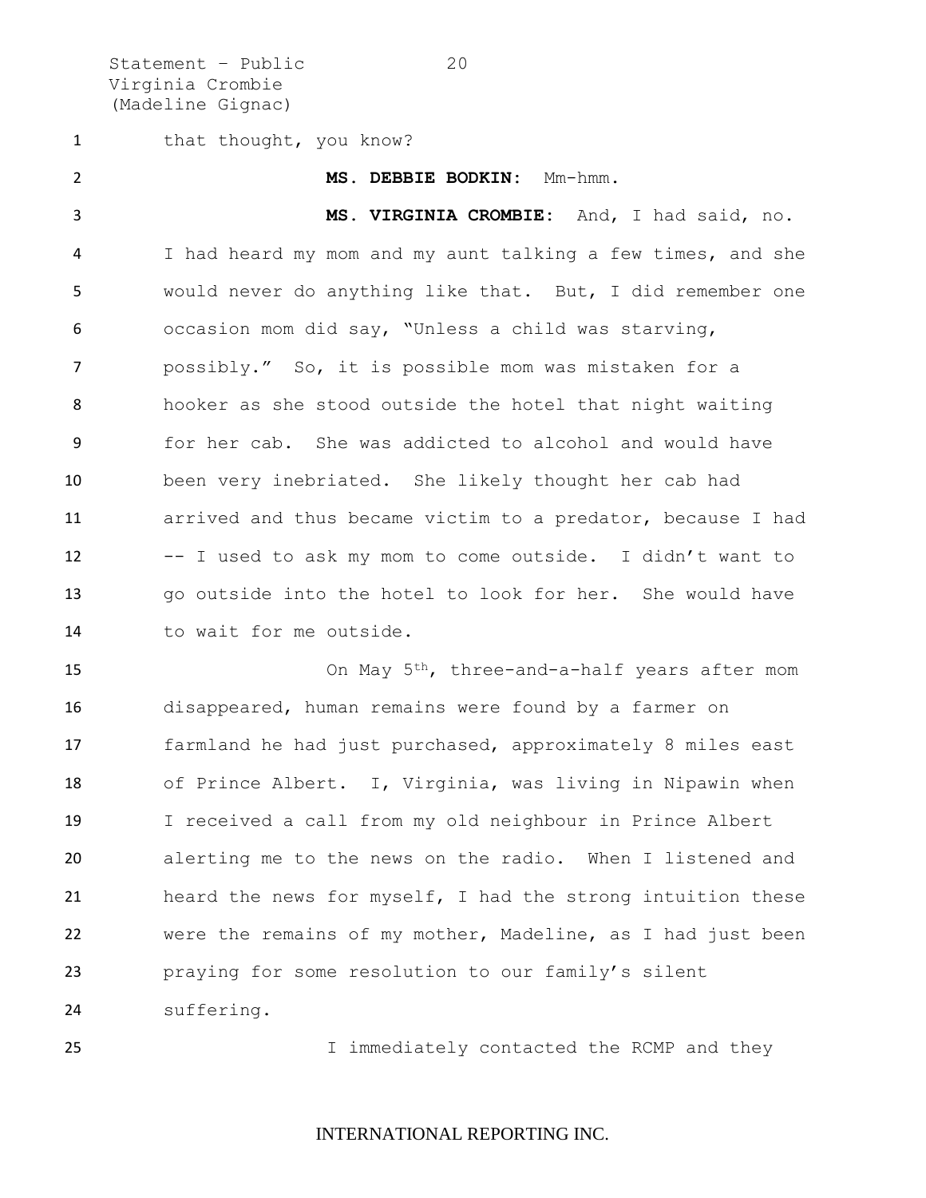that thought, you know?

**MS. DEBBIE BODKIN:** Mm-hmm.

**MS. VIRGINIA CROMBIE:** And, I had said, no. I had heard my mom and my aunt talking a few times, and she would never do anything like that. But, I did remember one occasion mom did say, "Unless a child was starving, possibly." So, it is possible mom was mistaken for a hooker as she stood outside the hotel that night waiting for her cab. She was addicted to alcohol and would have been very inebriated. She likely thought her cab had arrived and thus became victim to a predator, because I had -- I used to ask my mom to come outside. I didn't want to go outside into the hotel to look for her. She would have to wait for me outside.

On May 5th, three-and-a-half years after mom disappeared, human remains were found by a farmer on farmland he had just purchased, approximately 8 miles east of Prince Albert. I, Virginia, was living in Nipawin when I received a call from my old neighbour in Prince Albert alerting me to the news on the radio. When I listened and heard the news for myself, I had the strong intuition these were the remains of my mother, Madeline, as I had just been praying for some resolution to our family's silent suffering.

I immediately contacted the RCMP and they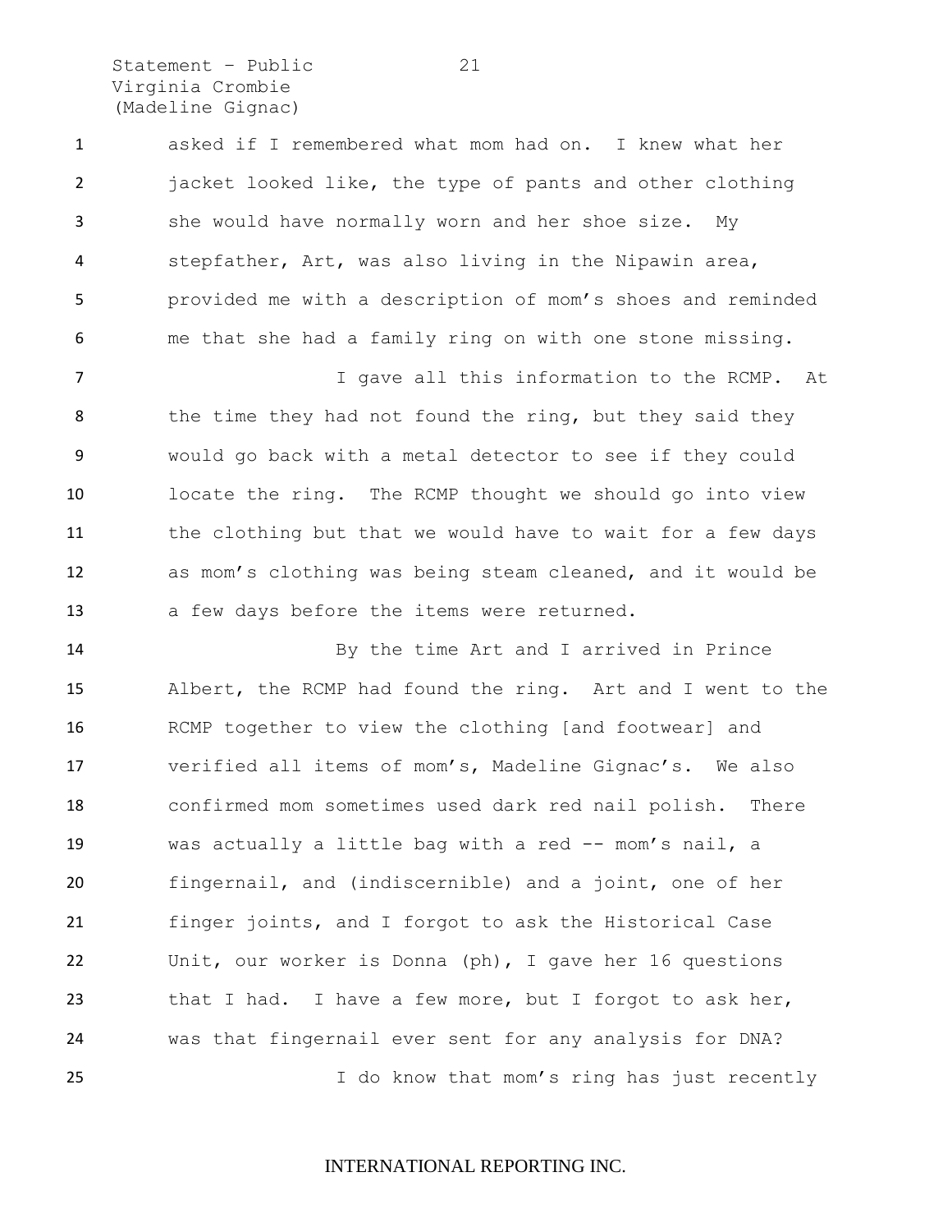asked if I remembered what mom had on. I knew what her jacket looked like, the type of pants and other clothing she would have normally worn and her shoe size. My stepfather, Art, was also living in the Nipawin area, provided me with a description of mom's shoes and reminded me that she had a family ring on with one stone missing.

I gave all this information to the RCMP. At the time they had not found the ring, but they said they would go back with a metal detector to see if they could locate the ring. The RCMP thought we should go into view the clothing but that we would have to wait for a few days as mom's clothing was being steam cleaned, and it would be a few days before the items were returned.

By the time Art and I arrived in Prince Albert, the RCMP had found the ring. Art and I went to the RCMP together to view the clothing [and footwear] and verified all items of mom's, Madeline Gignac's. We also confirmed mom sometimes used dark red nail polish. There was actually a little bag with a red -- mom's nail, a fingernail, and (indiscernible) and a joint, one of her finger joints, and I forgot to ask the Historical Case Unit, our worker is Donna (ph), I gave her 16 questions that I had. I have a few more, but I forgot to ask her, was that fingernail ever sent for any analysis for DNA?

I do know that mom's ring has just recently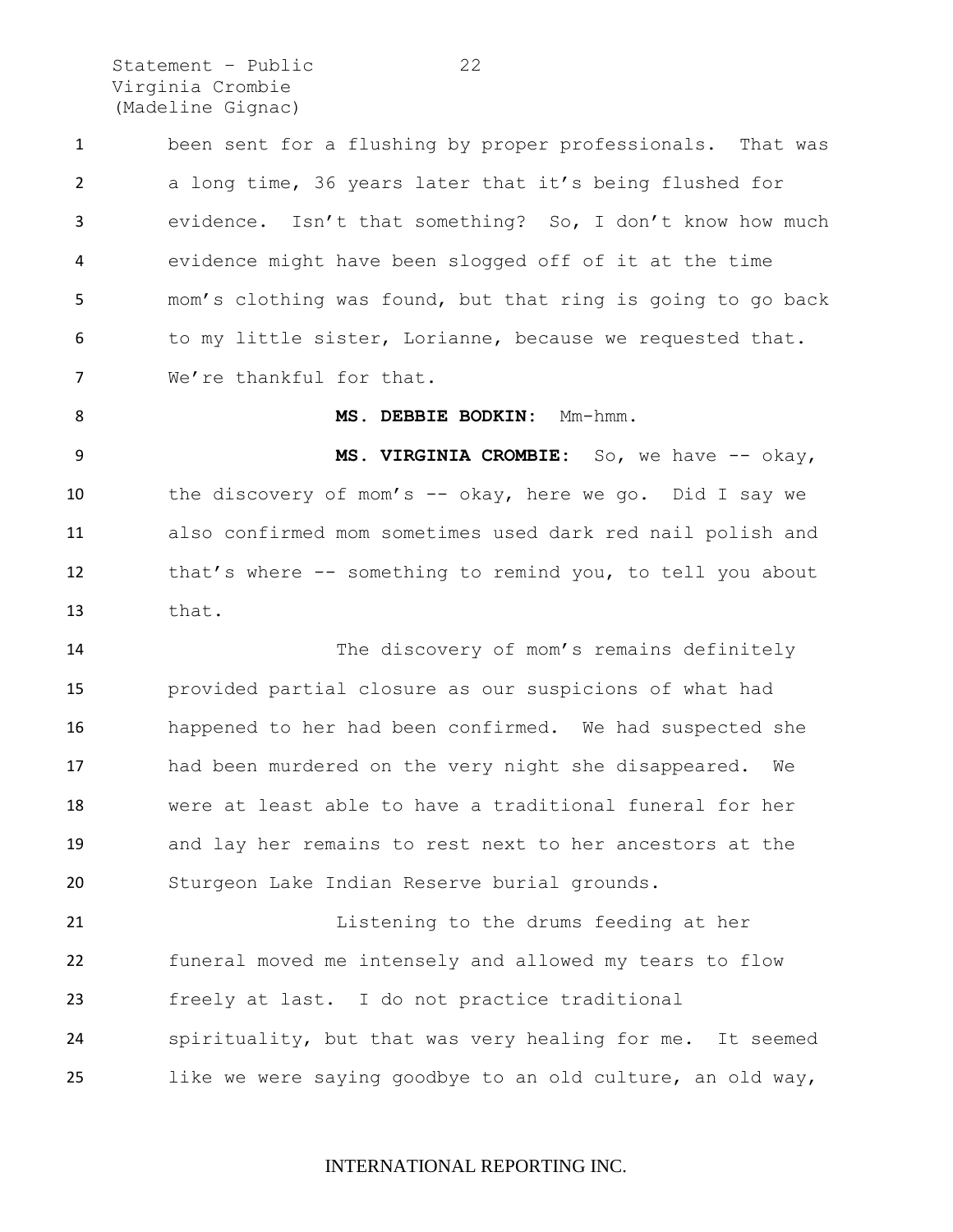been sent for a flushing by proper professionals. That was a long time, 36 years later that it's being flushed for evidence. Isn't that something? So, I don't know how much evidence might have been slogged off of it at the time mom's clothing was found, but that ring is going to go back to my little sister, Lorianne, because we requested that. We're thankful for that.

**MS. DEBBIE BODKIN:** Mm-hmm.

**MS. VIRGINIA CROMBIE:** So, we have -- okay, the discovery of mom's -- okay, here we go. Did I say we also confirmed mom sometimes used dark red nail polish and that's where -- something to remind you, to tell you about that.

The discovery of mom's remains definitely provided partial closure as our suspicions of what had happened to her had been confirmed. We had suspected she had been murdered on the very night she disappeared. We were at least able to have a traditional funeral for her and lay her remains to rest next to her ancestors at the Sturgeon Lake Indian Reserve burial grounds.

Listening to the drums feeding at her funeral moved me intensely and allowed my tears to flow freely at last. I do not practice traditional spirituality, but that was very healing for me. It seemed like we were saying goodbye to an old culture, an old way,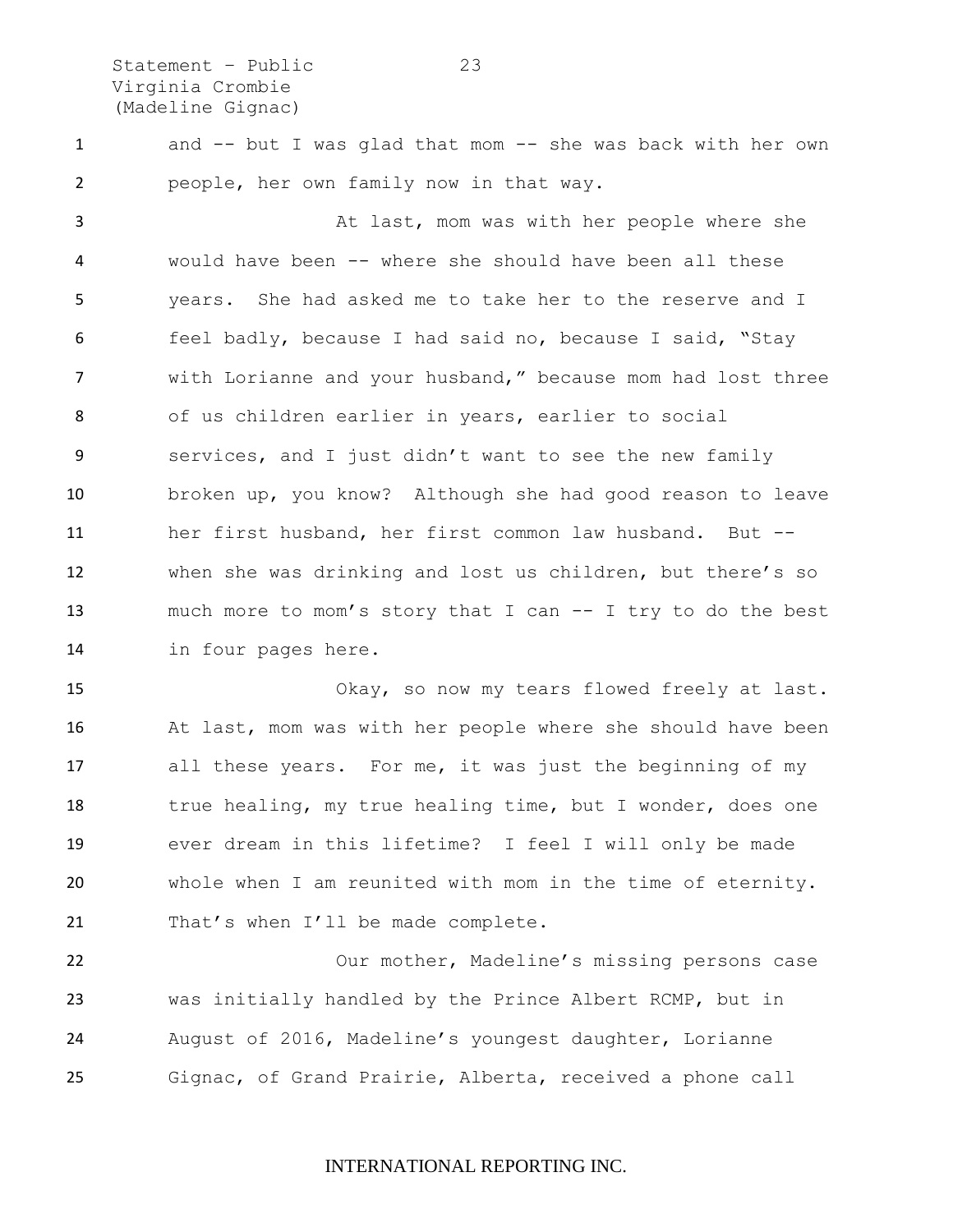and -- but I was glad that mom -- she was back with her own people, her own family now in that way.

At last, mom was with her people where she would have been -- where she should have been all these years. She had asked me to take her to the reserve and I feel badly, because I had said no, because I said, "Stay with Lorianne and your husband," because mom had lost three of us children earlier in years, earlier to social services, and I just didn't want to see the new family broken up, you know? Although she had good reason to leave her first husband, her first common law husband. But -- when she was drinking and lost us children, but there's so much more to mom's story that I can -- I try to do the best in four pages here.

Okay, so now my tears flowed freely at last. At last, mom was with her people where she should have been all these years. For me, it was just the beginning of my true healing, my true healing time, but I wonder, does one ever dream in this lifetime? I feel I will only be made whole when I am reunited with mom in the time of eternity. That's when I'll be made complete.

Our mother, Madeline's missing persons case was initially handled by the Prince Albert RCMP, but in August of 2016, Madeline's youngest daughter, Lorianne Gignac, of Grand Prairie, Alberta, received a phone call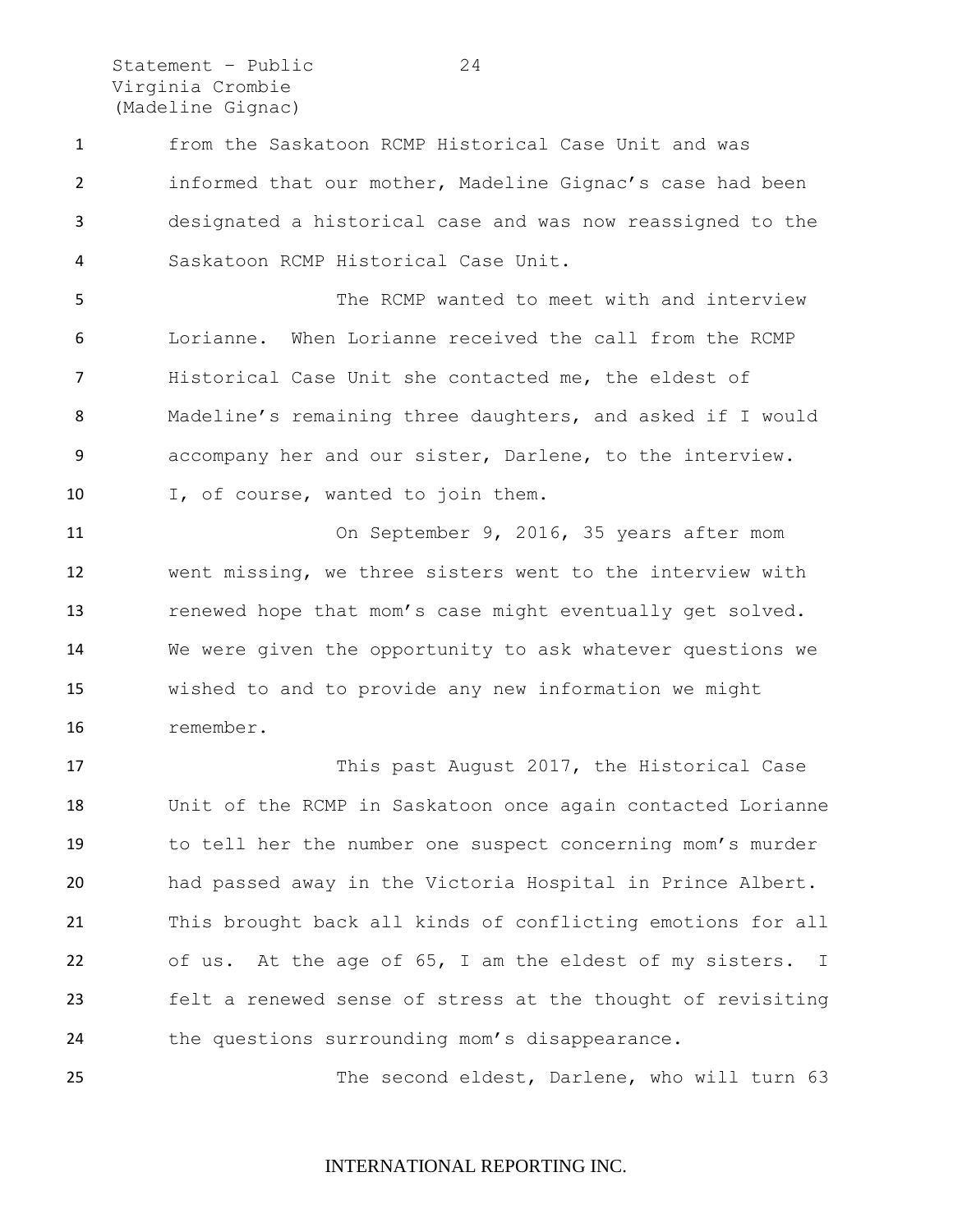from the Saskatoon RCMP Historical Case Unit and was informed that our mother, Madeline Gignac's case had been designated a historical case and was now reassigned to the Saskatoon RCMP Historical Case Unit.

The RCMP wanted to meet with and interview Lorianne. When Lorianne received the call from the RCMP Historical Case Unit she contacted me, the eldest of Madeline's remaining three daughters, and asked if I would accompany her and our sister, Darlene, to the interview. I, of course, wanted to join them.

On September 9, 2016, 35 years after mom went missing, we three sisters went to the interview with renewed hope that mom's case might eventually get solved. We were given the opportunity to ask whatever questions we wished to and to provide any new information we might remember.

This past August 2017, the Historical Case Unit of the RCMP in Saskatoon once again contacted Lorianne to tell her the number one suspect concerning mom's murder had passed away in the Victoria Hospital in Prince Albert. This brought back all kinds of conflicting emotions for all of us. At the age of 65, I am the eldest of my sisters. I felt a renewed sense of stress at the thought of revisiting the questions surrounding mom's disappearance.

The second eldest, Darlene, who will turn 63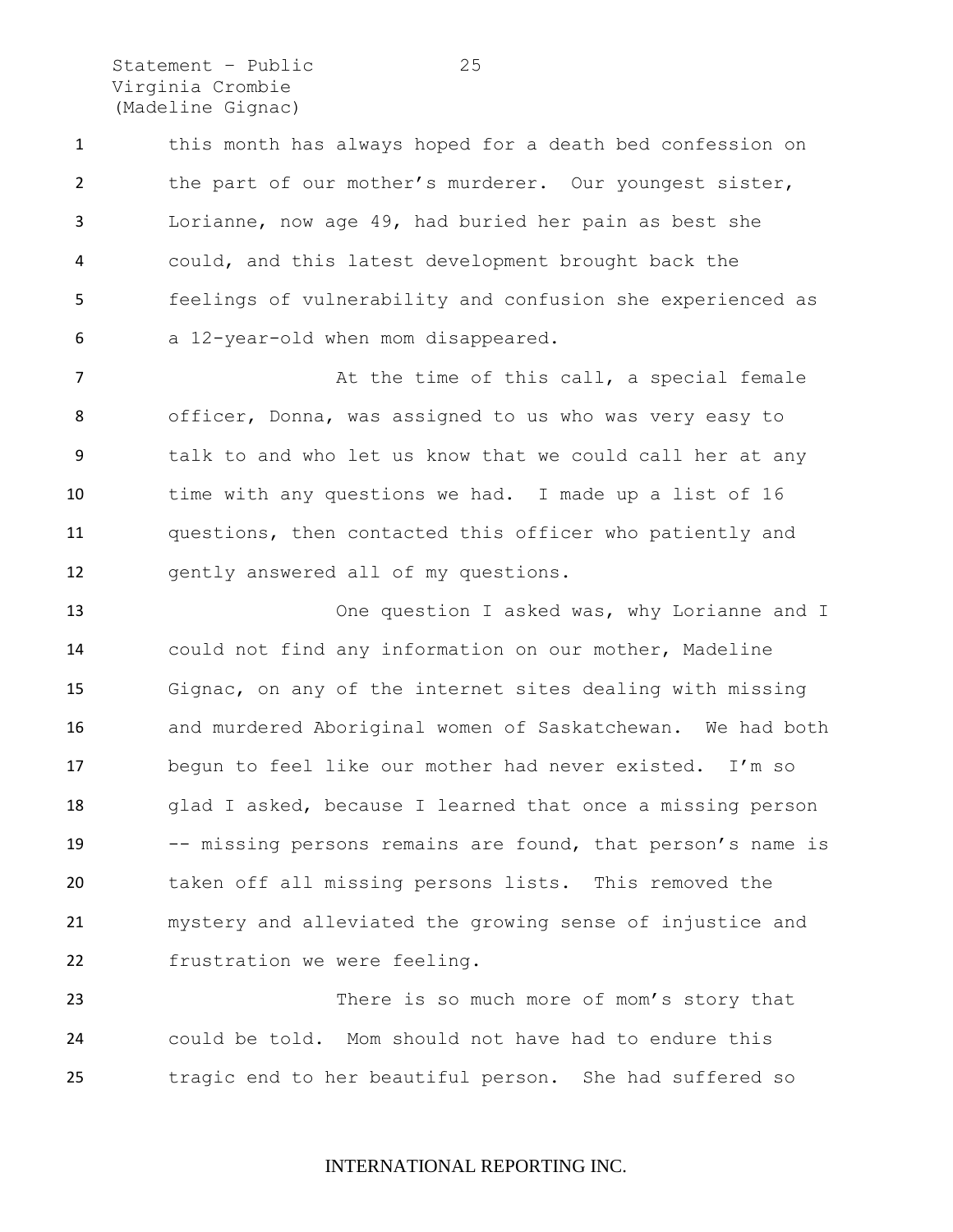this month has always hoped for a death bed confession on the part of our mother's murderer. Our youngest sister, Lorianne, now age 49, had buried her pain as best she could, and this latest development brought back the feelings of vulnerability and confusion she experienced as a 12-year-old when mom disappeared.

At the time of this call, a special female officer, Donna, was assigned to us who was very easy to talk to and who let us know that we could call her at any time with any questions we had. I made up a list of 16 questions, then contacted this officer who patiently and gently answered all of my questions.

One question I asked was, why Lorianne and I could not find any information on our mother, Madeline Gignac, on any of the internet sites dealing with missing and murdered Aboriginal women of Saskatchewan. We had both begun to feel like our mother had never existed. I'm so glad I asked, because I learned that once a missing person -- missing persons remains are found, that person's name is taken off all missing persons lists. This removed the mystery and alleviated the growing sense of injustice and frustration we were feeling.

There is so much more of mom's story that could be told. Mom should not have had to endure this tragic end to her beautiful person. She had suffered so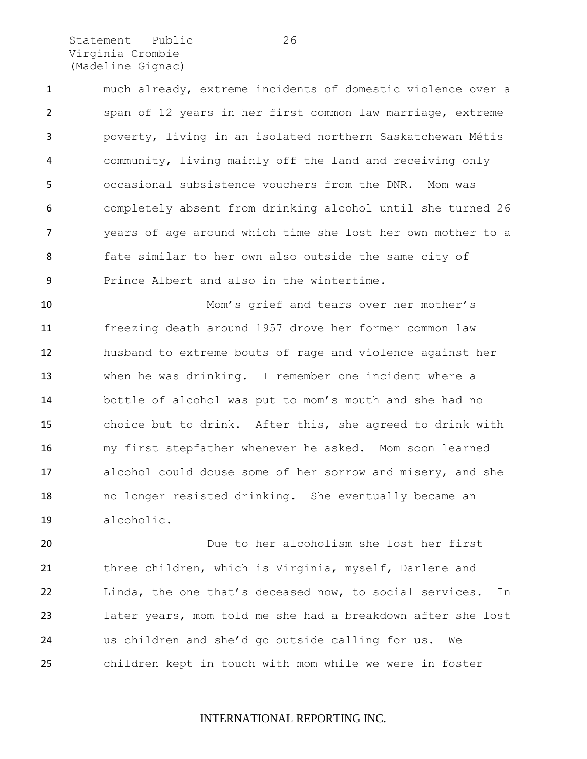much already, extreme incidents of domestic violence over a span of 12 years in her first common law marriage, extreme poverty, living in an isolated northern Saskatchewan Métis community, living mainly off the land and receiving only occasional subsistence vouchers from the DNR. Mom was completely absent from drinking alcohol until she turned 26 years of age around which time she lost her own mother to a fate similar to her own also outside the same city of Prince Albert and also in the wintertime.

Mom's grief and tears over her mother's freezing death around 1957 drove her former common law husband to extreme bouts of rage and violence against her when he was drinking. I remember one incident where a bottle of alcohol was put to mom's mouth and she had no choice but to drink. After this, she agreed to drink with my first stepfather whenever he asked. Mom soon learned alcohol could douse some of her sorrow and misery, and she no longer resisted drinking. She eventually became an alcoholic.

Due to her alcoholism she lost her first three children, which is Virginia, myself, Darlene and Linda, the one that's deceased now, to social services. In later years, mom told me she had a breakdown after she lost us children and she'd go outside calling for us. We children kept in touch with mom while we were in foster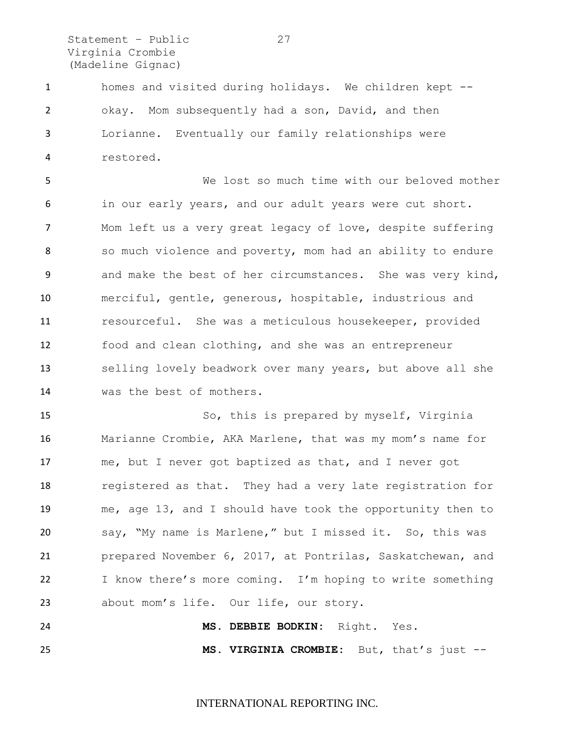homes and visited during holidays. We children kept -- okay. Mom subsequently had a son, David, and then Lorianne. Eventually our family relationships were restored.

We lost so much time with our beloved mother in our early years, and our adult years were cut short. Mom left us a very great legacy of love, despite suffering so much violence and poverty, mom had an ability to endure and make the best of her circumstances. She was very kind, merciful, gentle, generous, hospitable, industrious and resourceful. She was a meticulous housekeeper, provided food and clean clothing, and she was an entrepreneur selling lovely beadwork over many years, but above all she was the best of mothers.

So, this is prepared by myself, Virginia Marianne Crombie, AKA Marlene, that was my mom's name for me, but I never got baptized as that, and I never got registered as that. They had a very late registration for me, age 13, and I should have took the opportunity then to say, "My name is Marlene," but I missed it. So, this was prepared November 6, 2017, at Pontrilas, Saskatchewan, and I know there's more coming. I'm hoping to write something about mom's life. Our life, our story.

**MS. DEBBIE BODKIN:** Right. Yes.

**MS. VIRGINIA CROMBIE:** But, that's just --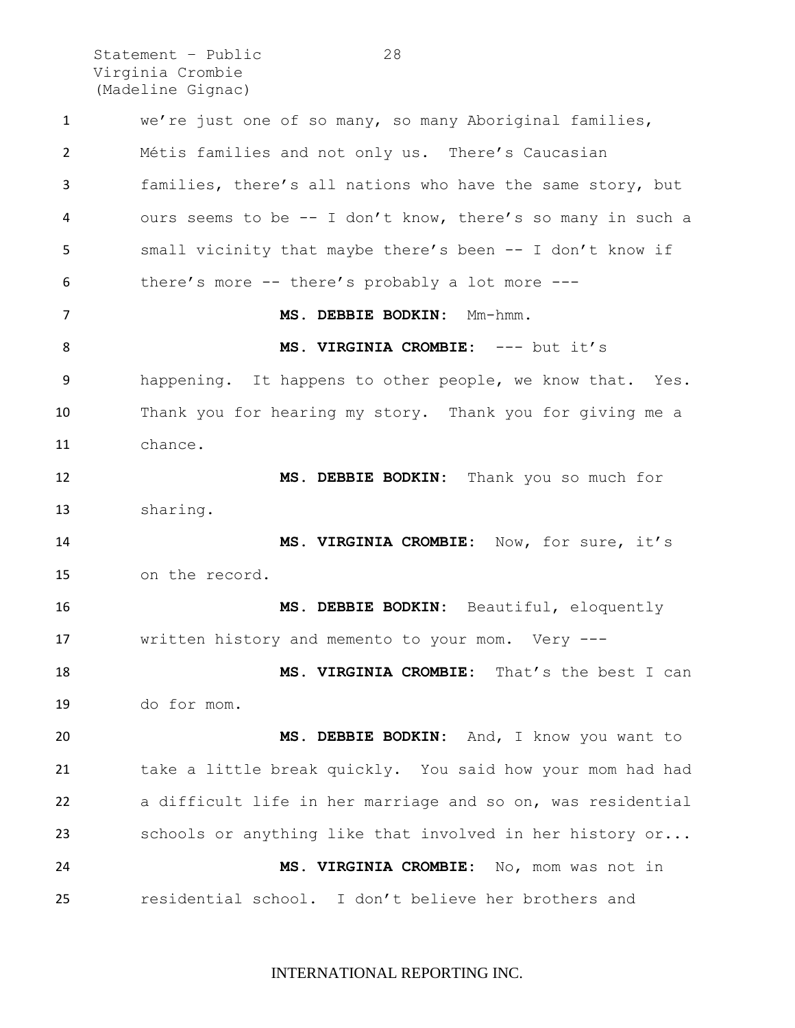we're just one of so many, so many Aboriginal families, Métis families and not only us. There's Caucasian families, there's all nations who have the same story, but ours seems to be -- I don't know, there's so many in such a small vicinity that maybe there's been -- I don't know if there's more -- there's probably a lot more ---

**MS. DEBBIE BODKIN:** Mm-hmm.

**MS. VIRGINIA CROMBIE:** --- but it's happening. It happens to other people, we know that. Yes. Thank you for hearing my story. Thank you for giving me a chance.

**MS. DEBBIE BODKIN:** Thank you so much for sharing.

**MS. VIRGINIA CROMBIE:** Now, for sure, it's on the record.

**MS. DEBBIE BODKIN:** Beautiful, eloquently written history and memento to your mom. Very ---

**MS. VIRGINIA CROMBIE:** That's the best I can do for mom.

**MS. DEBBIE BODKIN:** And, I know you want to take a little break quickly. You said how your mom had had a difficult life in her marriage and so on, was residential schools or anything like that involved in her history or...

**MS. VIRGINIA CROMBIE:** No, mom was not in residential school. I don't believe her brothers and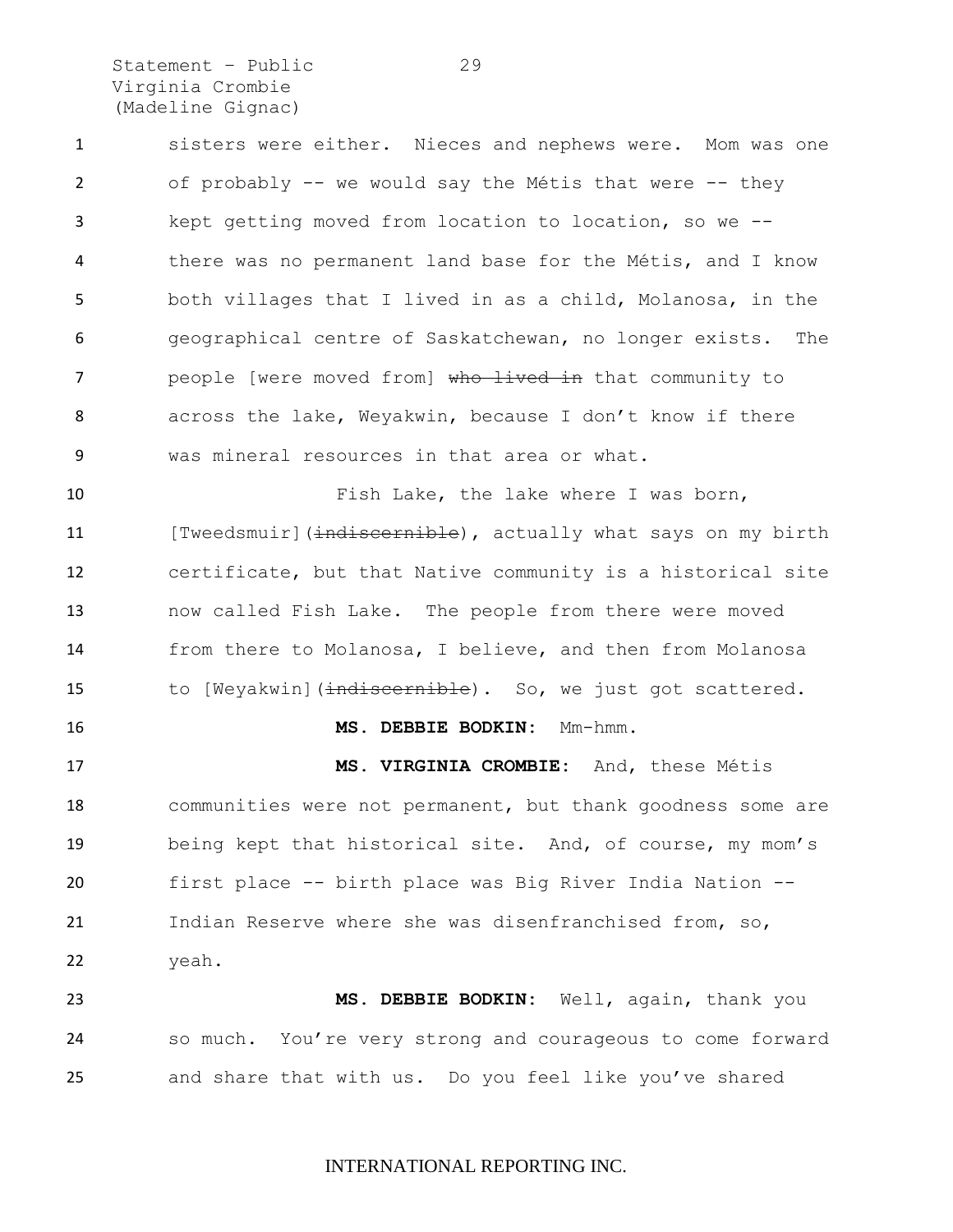sisters were either. Nieces and nephews were. Mom was one of probably -- we would say the Métis that were -- they kept getting moved from location to location, so we -- there was no permanent land base for the Métis, and I know both villages that I lived in as a child, Molanosa, in the geographical centre of Saskatchewan, no longer exists. The people [were moved from] ~~who lived in~~ that community to across the lake, Weyakwin, because I don't know if there was mineral resources in that area or what.

Fish Lake, the lake where I was born, [Tweedsmuir](~~indiscernible~~), actually what says on my birth certificate, but that Native community is a historical site now called Fish Lake. The people from there were moved from there to Molanosa, I believe, and then from Molanosa to [Weyakwin](~~indiscernible~~). So, we just got scattered.

**MS. DEBBIE BODKIN:** Mm-hmm.

**MS. VIRGINIA CROMBIE:** And, these Métis communities were not permanent, but thank goodness some are being kept that historical site. And, of course, my mom's first place -- birth place was Big River India Nation -- Indian Reserve where she was disenfranchised from, so, yeah.

**MS. DEBBIE BODKIN:** Well, again, thank you so much. You're very strong and courageous to come forward and share that with us. Do you feel like you've shared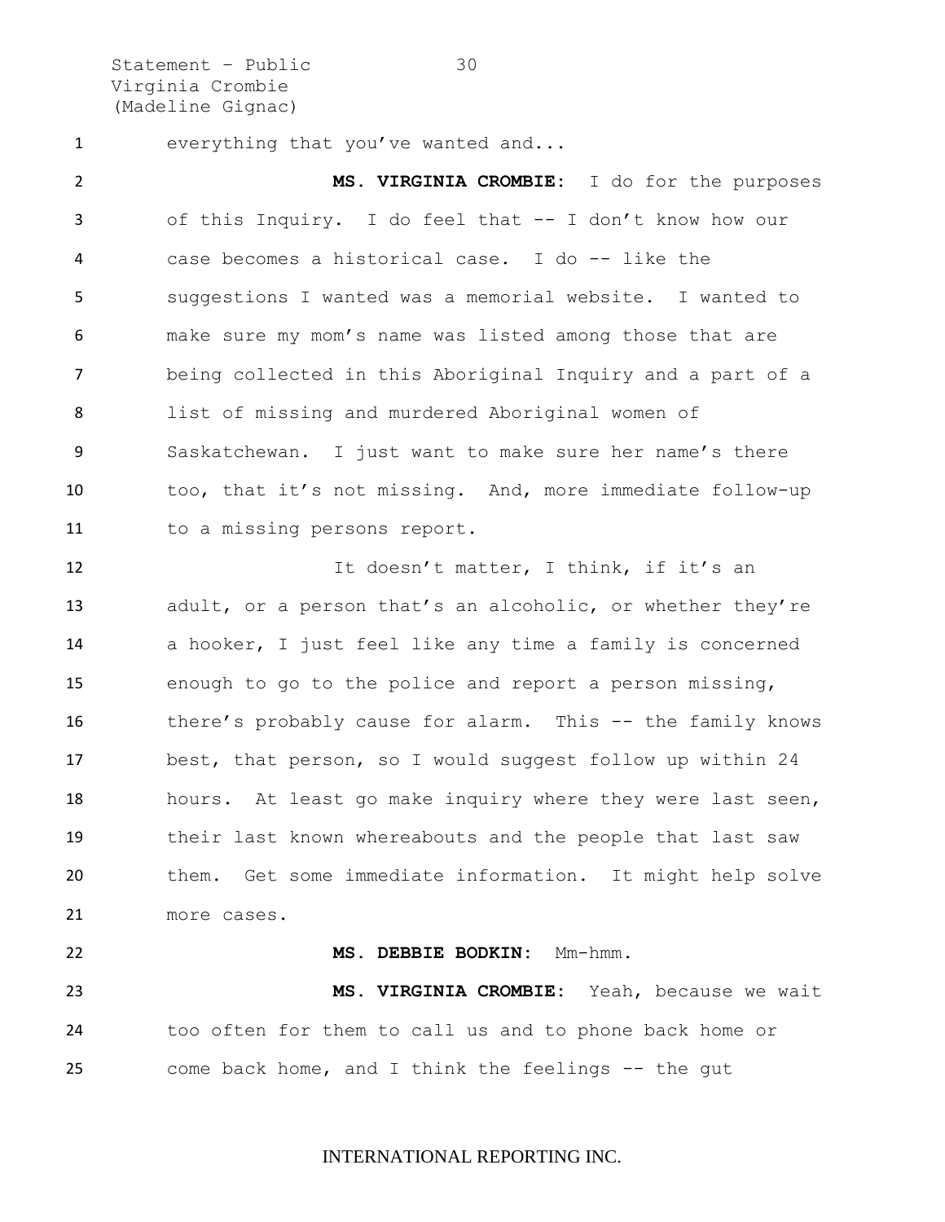everything that you've wanted and...

**MS. VIRGINIA CROMBIE:** I do for the purposes of this Inquiry. I do feel that -- I don't know how our case becomes a historical case. I do -- like the suggestions I wanted was a memorial website. I wanted to make sure my mom's name was listed among those that are being collected in this Aboriginal Inquiry and a part of a list of missing and murdered Aboriginal women of Saskatchewan. I just want to make sure her name's there too, that it's not missing. And, more immediate follow-up to a missing persons report.

It doesn't matter, I think, if it's an adult, or a person that's an alcoholic, or whether they're a hooker, I just feel like any time a family is concerned enough to go to the police and report a person missing, there's probably cause for alarm. This -- the family knows best, that person, so I would suggest follow up within 24 hours. At least go make inquiry where they were last seen, their last known whereabouts and the people that last saw them. Get some immediate information. It might help solve more cases.

**MS. DEBBIE BODKIN:** Mm-hmm.

**MS. VIRGINIA CROMBIE:** Yeah, because we wait too often for them to call us and to phone back home or come back home, and I think the feelings -- the gut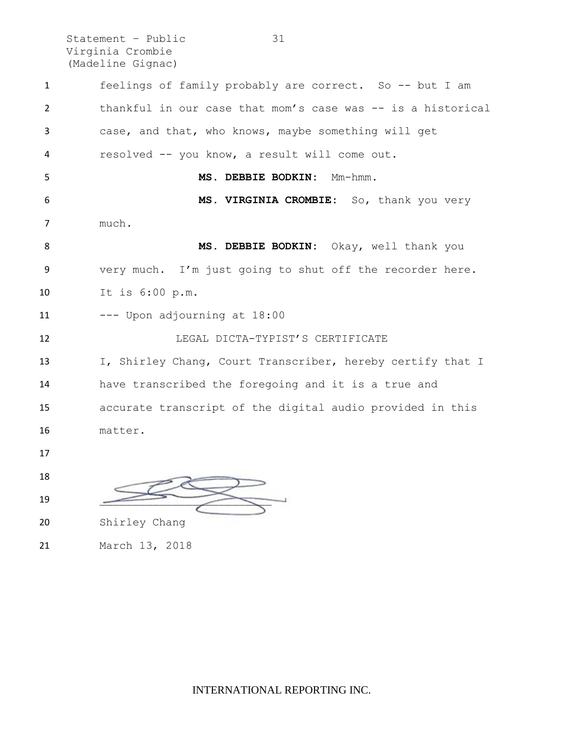feelings of family probably are correct. So -- but I am thankful in our case that mom's case was -- is a historical case, and that, who knows, maybe something will get resolved -- you know, a result will come out.

**MS. DEBBIE BODKIN:** Mm-hmm.

**MS. VIRGINIA CROMBIE:** So, thank you very much.

**MS. DEBBIE BODKIN:** Okay, well thank you very much. I'm just going to shut off the recorder here. It is 6:00 p.m.

--- Upon adjourning at 18:00

LEGAL DICTA-TYPIST'S CERTIFICATE

I, Shirley Chang, Court Transcriber, hereby certify that I have transcribed the foregoing and it is a true and accurate transcript of the digital audio provided in this matter.

\_\_\_\_\_\_\_\_\_\_\_\_\_\_\_\_\_\_\_\_\_\_\_\_\_\_

Shirley Chang

March 13, 2018